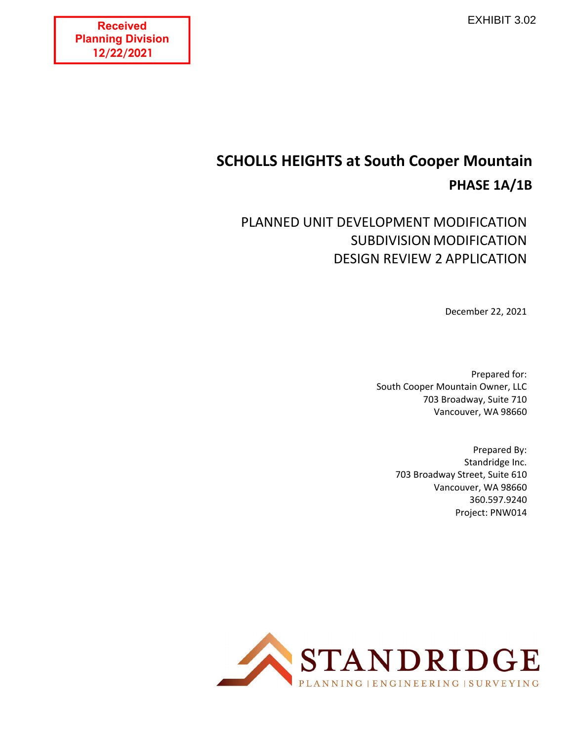Received
Planning Division
12/22/2021

EXHIBIT 3.02

# SCHOLLS HEIGHTS at South Cooper Mountain

## PHASE 1A/1B

PLANNED UNIT DEVELOPMENT MODIFICATION
SUBDIVISION MODIFICATION
DESIGN REVIEW 2 APPLICATION

December 22, 2021

Prepared for:
South Cooper Mountain Owner, LLC
703 Broadway, Suite 710
Vancouver, WA 98660

Prepared By:
Standridge Inc.
703 Broadway Street, Suite 610
Vancouver, WA 98660
360.597.9240
Project: PNW014

STANDRIDGE
PLANNING | ENGINEERING | SURVEYING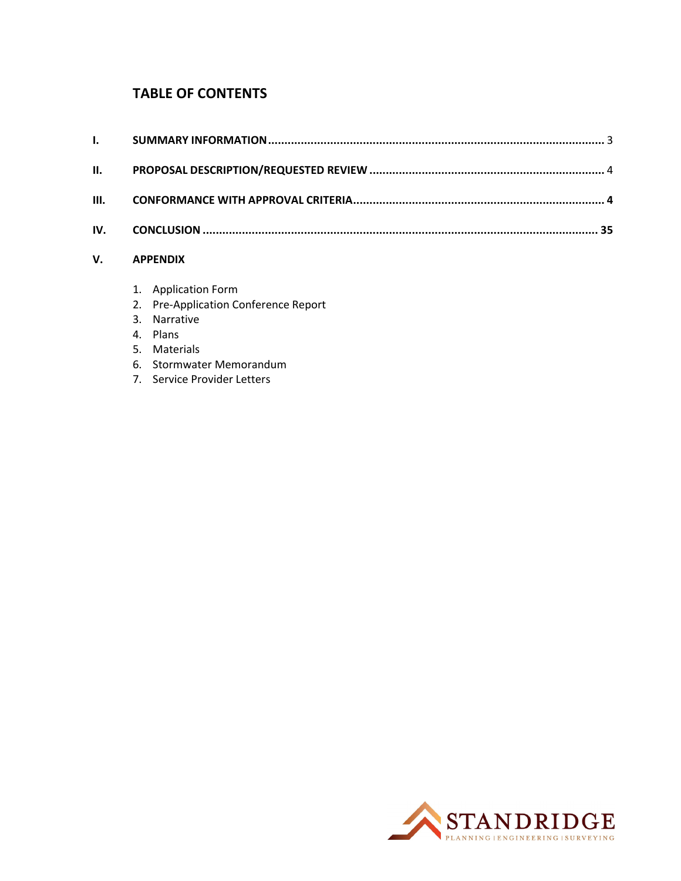# TABLE OF CONTENTS

| | | |
|---|---|---|
| I. | **SUMMARY INFORMATION** | 3 |
| II. | **PROPOSAL DESCRIPTION/REQUESTED REVIEW** | 4 |
| III. | **CONFORMANCE WITH APPROVAL CRITERIA** | **4** |
| IV. | **CONCLUSION** | **35** |
| V. | **APPENDIX** | |

1. Application Form
2. Pre-Application Conference Report
3. Narrative
4. Plans
5. Materials
6. Stormwater Memorandum
7. Service Provider Letters

STANDRIDGE
PLANNING | ENGINEERING | SURVEYING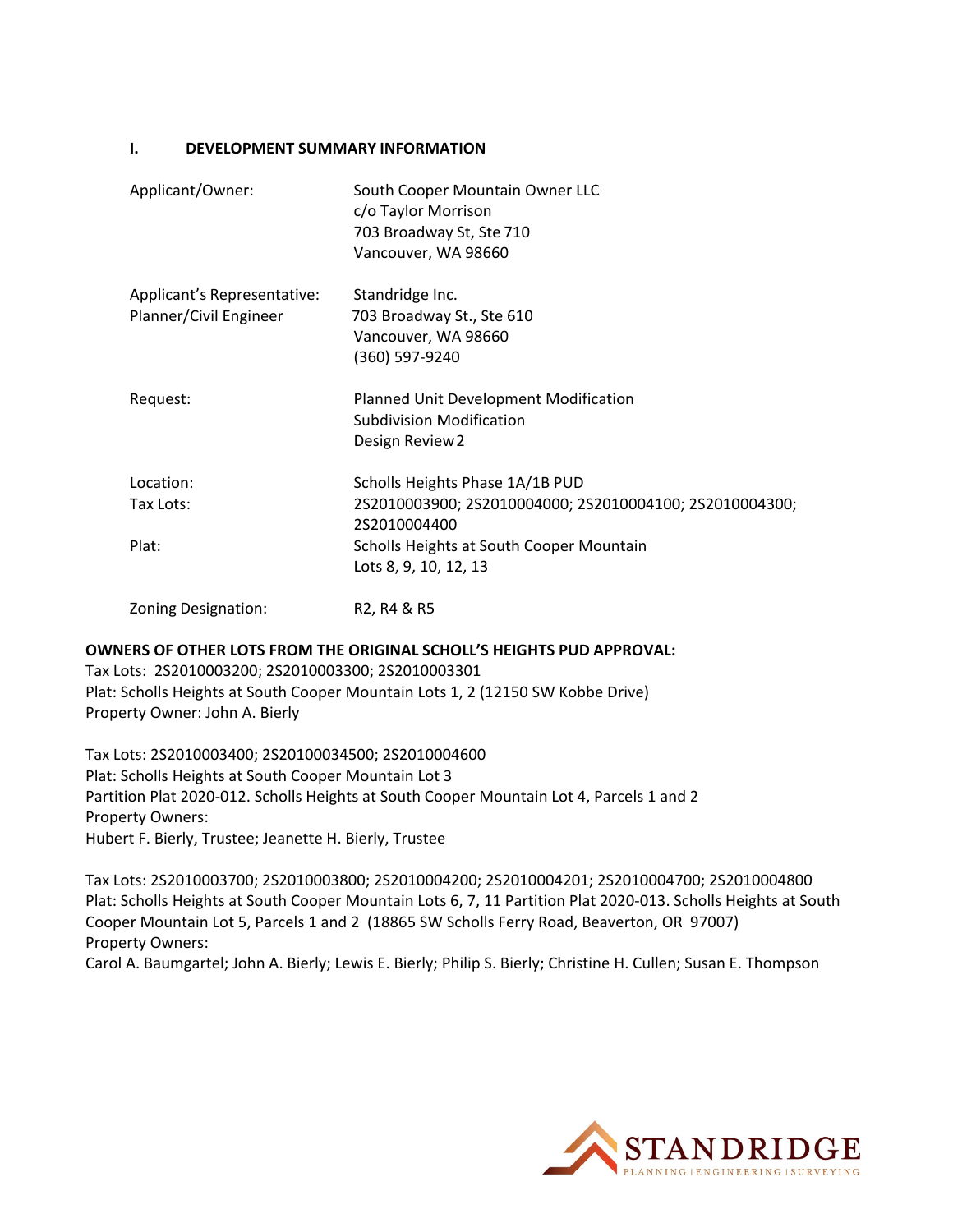## I. DEVELOPMENT SUMMARY INFORMATION

| | |
|---|---|
| Applicant/Owner: | South Cooper Mountain Owner LLC<br>c/o Taylor Morrison<br>703 Broadway St, Ste 710<br>Vancouver, WA 98660 |
| Applicant's Representative:<br>Planner/Civil Engineer | Standridge Inc.<br>703 Broadway St., Ste 610<br>Vancouver, WA 98660<br>(360) 597-9240 |
| Request: | Planned Unit Development Modification<br>Subdivision Modification<br>Design Review 2 |
| Location: | Scholls Heights Phase 1A/1B PUD |
| Tax Lots: | 2S2010003900; 2S2010004000; 2S2010004100; 2S2010004300;<br>2S2010004400 |
| Plat: | Scholls Heights at South Cooper Mountain<br>Lots 8, 9, 10, 12, 13 |
| Zoning Designation: | R2, R4 & R5 |

**OWNERS OF OTHER LOTS FROM THE ORIGINAL SCHOLL'S HEIGHTS PUD APPROVAL:**
Tax Lots: 2S2010003200; 2S2010003300; 2S2010003301
Plat: Scholls Heights at South Cooper Mountain Lots 1, 2 (12150 SW Kobbe Drive)
Property Owner: John A. Bierly

Tax Lots: 2S2010003400; 2S20100034500; 2S2010004600
Plat: Scholls Heights at South Cooper Mountain Lot 3
Partition Plat 2020-012. Scholls Heights at South Cooper Mountain Lot 4, Parcels 1 and 2
Property Owners:
Hubert F. Bierly, Trustee; Jeanette H. Bierly, Trustee

Tax Lots: 2S2010003700; 2S2010003800; 2S2010004200; 2S2010004201; 2S2010004700; 2S2010004800
Plat: Scholls Heights at South Cooper Mountain Lots 6, 7, 11 Partition Plat 2020-013. Scholls Heights at South Cooper Mountain Lot 5, Parcels 1 and 2 (18865 SW Scholls Ferry Road, Beaverton, OR 97007)
Property Owners:
Carol A. Baumgartel; John A. Bierly; Lewis E. Bierly; Philip S. Bierly; Christine H. Cullen; Susan E. Thompson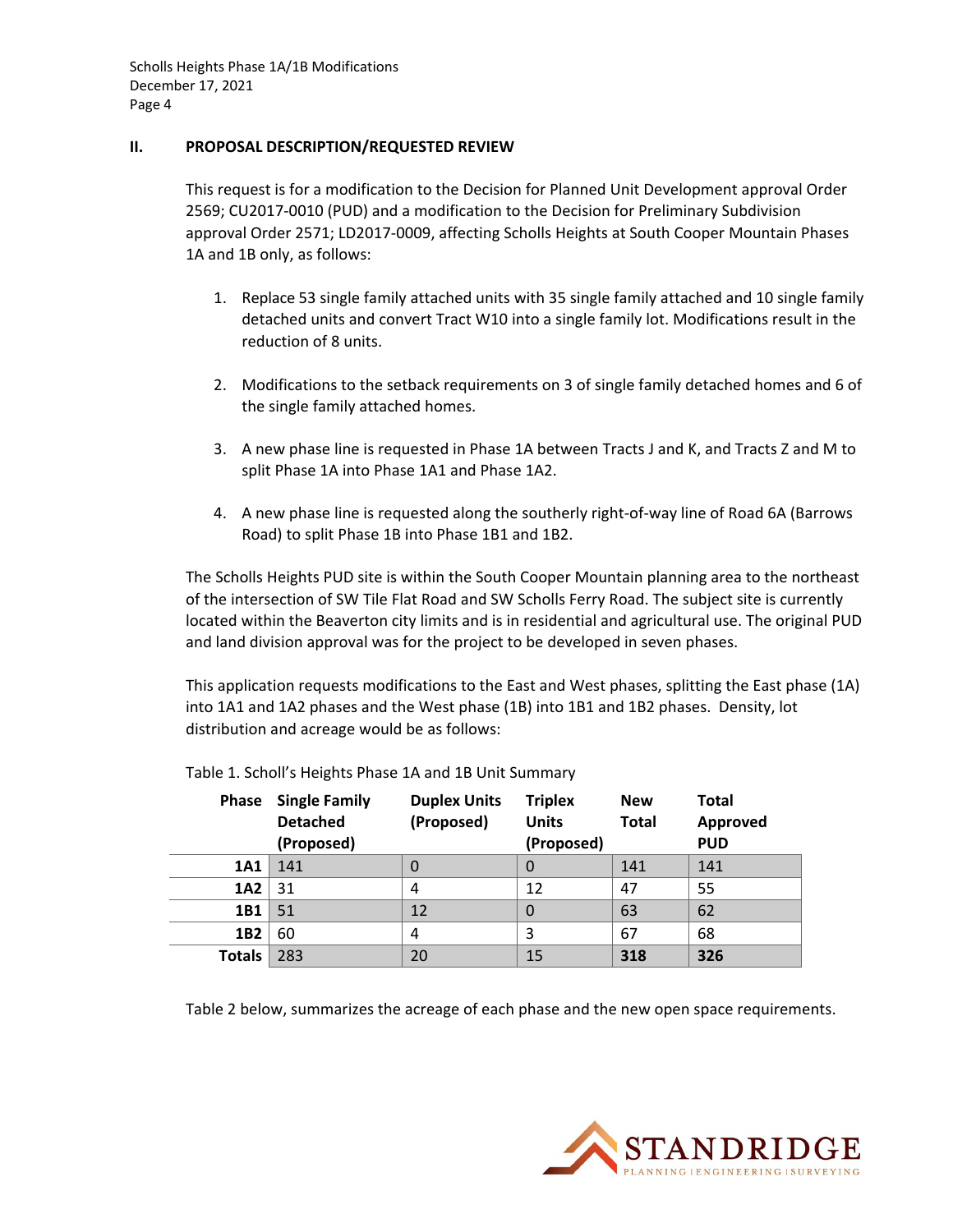## II. PROPOSAL DESCRIPTION/REQUESTED REVIEW

This request is for a modification to the Decision for Planned Unit Development approval Order 2569; CU2017-0010 (PUD) and a modification to the Decision for Preliminary Subdivision approval Order 2571; LD2017-0009, affecting Scholls Heights at South Cooper Mountain Phases 1A and 1B only, as follows:

1. Replace 53 single family attached units with 35 single family attached and 10 single family detached units and convert Tract W10 into a single family lot. Modifications result in the reduction of 8 units.

2. Modifications to the setback requirements on 3 of single family detached homes and 6 of the single family attached homes.

3. A new phase line is requested in Phase 1A between Tracts J and K, and Tracts Z and M to split Phase 1A into Phase 1A1 and Phase 1A2.

4. A new phase line is requested along the southerly right-of-way line of Road 6A (Barrows Road) to split Phase 1B into Phase 1B1 and 1B2.

The Scholls Heights PUD site is within the South Cooper Mountain planning area to the northeast of the intersection of SW Tile Flat Road and SW Scholls Ferry Road. The subject site is currently located within the Beaverton city limits and is in residential and agricultural use. The original PUD and land division approval was for the project to be developed in seven phases.

This application requests modifications to the East and West phases, splitting the East phase (1A) into 1A1 and 1A2 phases and the West phase (1B) into 1B1 and 1B2 phases. Density, lot distribution and acreage would be as follows:

Table 1. Scholl's Heights Phase 1A and 1B Unit Summary

| Phase | Single Family Detached (Proposed) | Duplex Units (Proposed) | Triplex Units (Proposed) | New Total | Total Approved PUD |
|---|---|---|---|---|---|
| **1A1** | 141 | 0 | 0 | 141 | 141 |
| **1A2** | 31 | 4 | 12 | 47 | 55 |
| **1B1** | 51 | 12 | 0 | 63 | 62 |
| **1B2** | 60 | 4 | 3 | 67 | 68 |
| **Totals** | 283 | 20 | 15 | **318** | **326** |

Table 2 below, summarizes the acreage of each phase and the new open space requirements.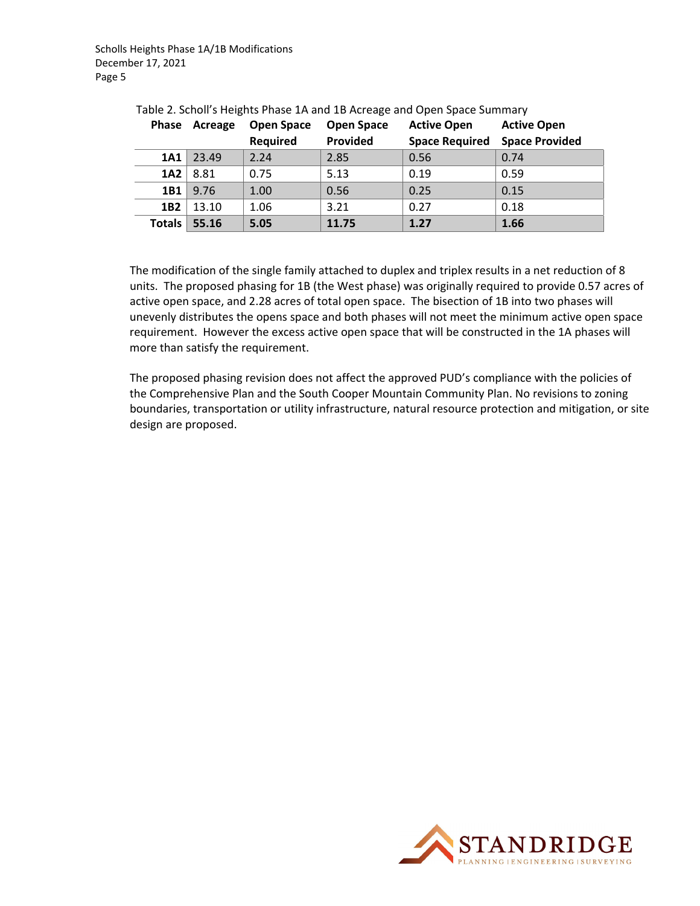Table 2. Scholl's Heights Phase 1A and 1B Acreage and Open Space Summary

| Phase | Acreage | Open Space Required | Open Space Provided | Active Open Space Required | Active Open Space Provided |
|---|---|---|---|---|---|
| **1A1** | 23.49 | 2.24 | 2.85 | 0.56 | 0.74 |
| **1A2** | 8.81 | 0.75 | 5.13 | 0.19 | 0.59 |
| **1B1** | 9.76 | 1.00 | 0.56 | 0.25 | 0.15 |
| **1B2** | 13.10 | 1.06 | 3.21 | 0.27 | 0.18 |
| **Totals** | **55.16** | **5.05** | **11.75** | **1.27** | **1.66** |

The modification of the single family attached to duplex and triplex results in a net reduction of 8 units. The proposed phasing for 1B (the West phase) was originally required to provide 0.57 acres of active open space, and 2.28 acres of total open space. The bisection of 1B into two phases will unevenly distributes the opens space and both phases will not meet the minimum active open space requirement. However the excess active open space that will be constructed in the 1A phases will more than satisfy the requirement.

The proposed phasing revision does not affect the approved PUD's compliance with the policies of the Comprehensive Plan and the South Cooper Mountain Community Plan. No revisions to zoning boundaries, transportation or utility infrastructure, natural resource protection and mitigation, or site design are proposed.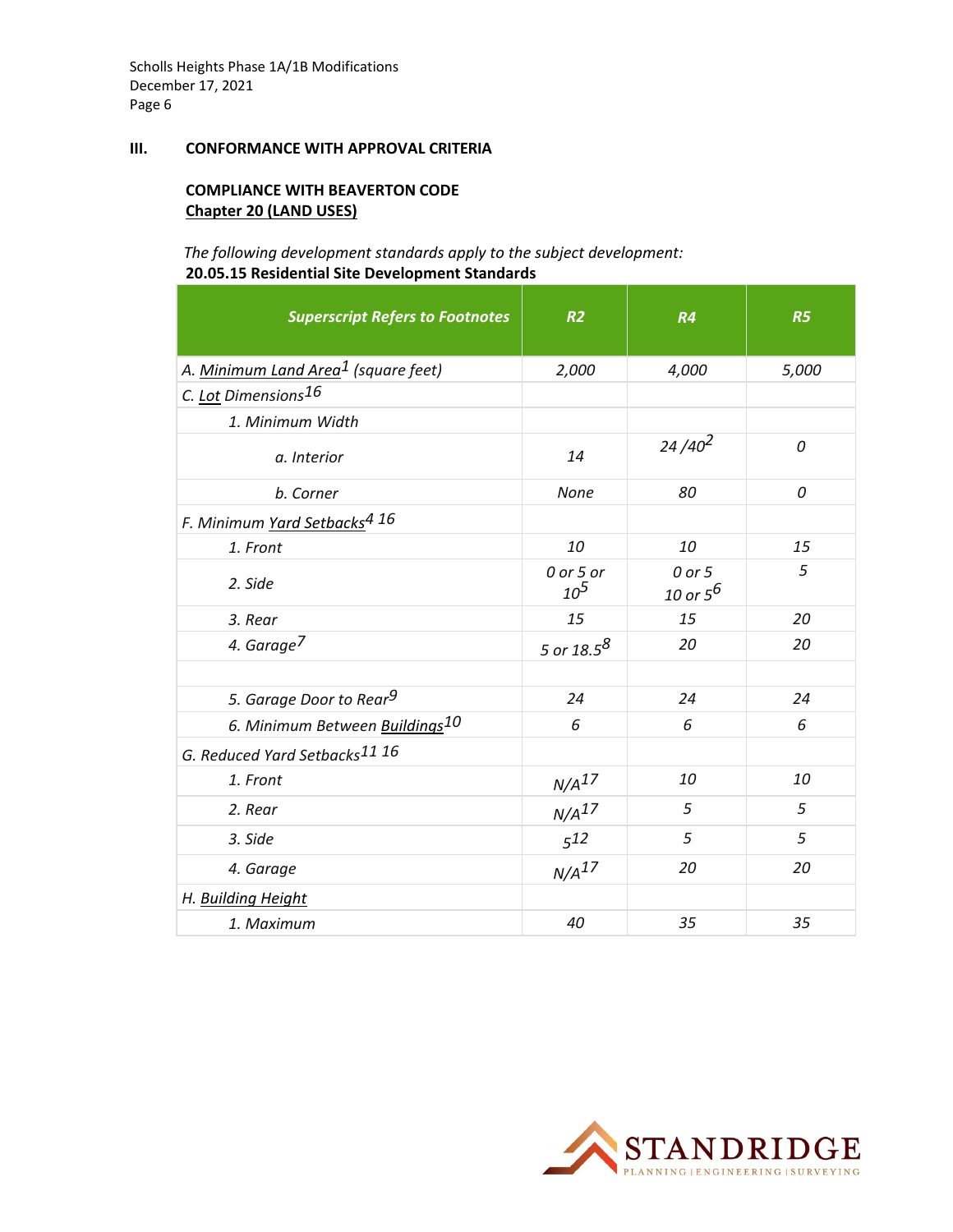## III. CONFORMANCE WITH APPROVAL CRITERIA

### COMPLIANCE WITH BEAVERTON CODE
**Chapter 20 (LAND USES)**

*The following development standards apply to the subject development:*
**20.05.15 Residential Site Development Standards**

| *Superscript Refers to Footnotes* | *R2* | *R4* | *R5* |
|---|---|---|---|
| *A. Minimum Land Area[1] (square feet)* | *2,000* | *4,000* | *5,000* |
| *C. Lot Dimensions[16]* | | | |
| *1. Minimum Width* | | | |
| *a. Interior* | *14* | *24 /40[2]* | *0* |
| *b. Corner* | *None* | *80* | *0* |
| *F. Minimum Yard Setbacks[4] [16]* | | | |
| *1. Front* | *10* | *10* | *15* |
| *2. Side* | *0 or 5 or 10[5]* | *0 or 5 10 or 5[6]* | *5* |
| *3. Rear* | *15* | *15* | *20* |
| *4. Garage[7]* | *5 or 18.5[8]* | *20* | *20* |
| | | | |
| *5. Garage Door to Rear[9]* | *24* | *24* | *24* |
| *6. Minimum Between Buildings[10]* | *6* | *6* | *6* |
| *G. Reduced Yard Setbacks[11] [16]* | | | |
| *1. Front* | *N/A[17]* | *10* | *10* |
| *2. Rear* | *N/A[17]* | *5* | *5* |
| *3. Side* | *5[12]* | *5* | *5* |
| *4. Garage* | *N/A[17]* | *20* | *20* |
| *H. Building Height* | | | |
| *1. Maximum* | *40* | *35* | *35* |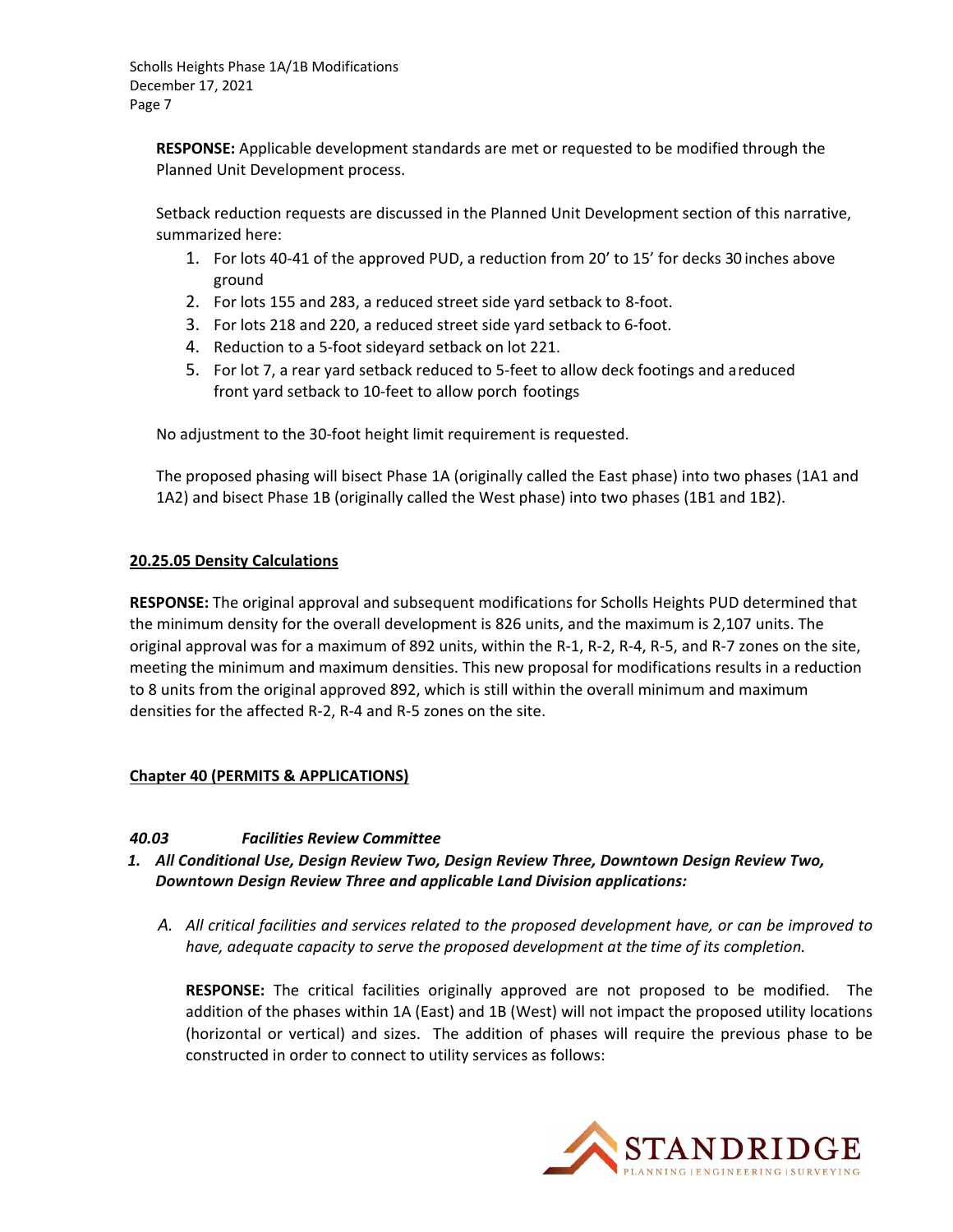**RESPONSE:** Applicable development standards are met or requested to be modified through the Planned Unit Development process.

Setback reduction requests are discussed in the Planned Unit Development section of this narrative, summarized here:

1. For lots 40-41 of the approved PUD, a reduction from 20' to 15' for decks 30 inches above ground
2. For lots 155 and 283, a reduced street side yard setback to 8-foot.
3. For lots 218 and 220, a reduced street side yard setback to 6-foot.
4. Reduction to a 5-foot sideyard setback on lot 221.
5. For lot 7, a rear yard setback reduced to 5-feet to allow deck footings and a reduced front yard setback to 10-feet to allow porch footings

No adjustment to the 30-foot height limit requirement is requested.

The proposed phasing will bisect Phase 1A (originally called the East phase) into two phases (1A1 and 1A2) and bisect Phase 1B (originally called the West phase) into two phases (1B1 and 1B2).

**20.25.05 Density Calculations**

**RESPONSE:** The original approval and subsequent modifications for Scholls Heights PUD determined that the minimum density for the overall development is 826 units, and the maximum is 2,107 units. The original approval was for a maximum of 892 units, within the R-1, R-2, R-4, R-5, and R-7 zones on the site, meeting the minimum and maximum densities. This new proposal for modifications results in a reduction to 8 units from the original approved 892, which is still within the overall minimum and maximum densities for the affected R-2, R-4 and R-5 zones on the site.

**Chapter 40 (PERMITS & APPLICATIONS)**

***40.03 Facilities Review Committee***

1. ***All Conditional Use, Design Review Two, Design Review Three, Downtown Design Review Two, Downtown Design Review Three and applicable Land Division applications:***

   *A. All critical facilities and services related to the proposed development have, or can be improved to have, adequate capacity to serve the proposed development at the time of its completion.*

   **RESPONSE:** The critical facilities originally approved are not proposed to be modified. The addition of the phases within 1A (East) and 1B (West) will not impact the proposed utility locations (horizontal or vertical) and sizes. The addition of phases will require the previous phase to be constructed in order to connect to utility services as follows: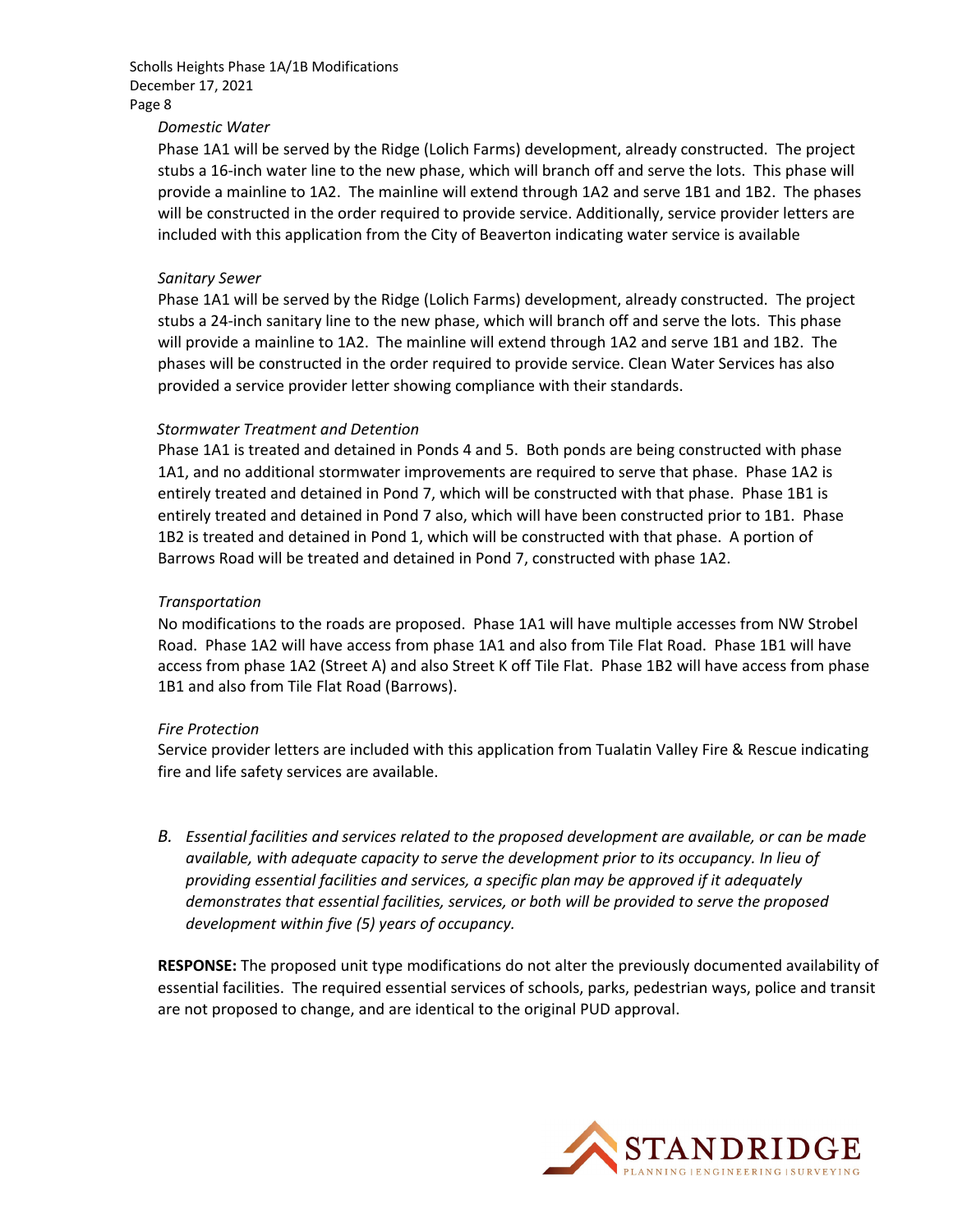*Domestic Water*

Phase 1A1 will be served by the Ridge (Lolich Farms) development, already constructed. The project stubs a 16-inch water line to the new phase, which will branch off and serve the lots. This phase will provide a mainline to 1A2. The mainline will extend through 1A2 and serve 1B1 and 1B2. The phases will be constructed in the order required to provide service. Additionally, service provider letters are included with this application from the City of Beaverton indicating water service is available

*Sanitary Sewer*

Phase 1A1 will be served by the Ridge (Lolich Farms) development, already constructed. The project stubs a 24-inch sanitary line to the new phase, which will branch off and serve the lots. This phase will provide a mainline to 1A2. The mainline will extend through 1A2 and serve 1B1 and 1B2. The phases will be constructed in the order required to provide service. Clean Water Services has also provided a service provider letter showing compliance with their standards.

*Stormwater Treatment and Detention*

Phase 1A1 is treated and detained in Ponds 4 and 5. Both ponds are being constructed with phase 1A1, and no additional stormwater improvements are required to serve that phase. Phase 1A2 is entirely treated and detained in Pond 7, which will be constructed with that phase. Phase 1B1 is entirely treated and detained in Pond 7 also, which will have been constructed prior to 1B1. Phase 1B2 is treated and detained in Pond 1, which will be constructed with that phase. A portion of Barrows Road will be treated and detained in Pond 7, constructed with phase 1A2.

*Transportation*

No modifications to the roads are proposed. Phase 1A1 will have multiple accesses from NW Strobel Road. Phase 1A2 will have access from phase 1A1 and also from Tile Flat Road. Phase 1B1 will have access from phase 1A2 (Street A) and also Street K off Tile Flat. Phase 1B2 will have access from phase 1B1 and also from Tile Flat Road (Barrows).

*Fire Protection*

Service provider letters are included with this application from Tualatin Valley Fire & Rescue indicating fire and life safety services are available.

*B. Essential facilities and services related to the proposed development are available, or can be made available, with adequate capacity to serve the development prior to its occupancy. In lieu of providing essential facilities and services, a specific plan may be approved if it adequately demonstrates that essential facilities, services, or both will be provided to serve the proposed development within five (5) years of occupancy.*

**RESPONSE:** The proposed unit type modifications do not alter the previously documented availability of essential facilities. The required essential services of schools, parks, pedestrian ways, police and transit are not proposed to change, and are identical to the original PUD approval.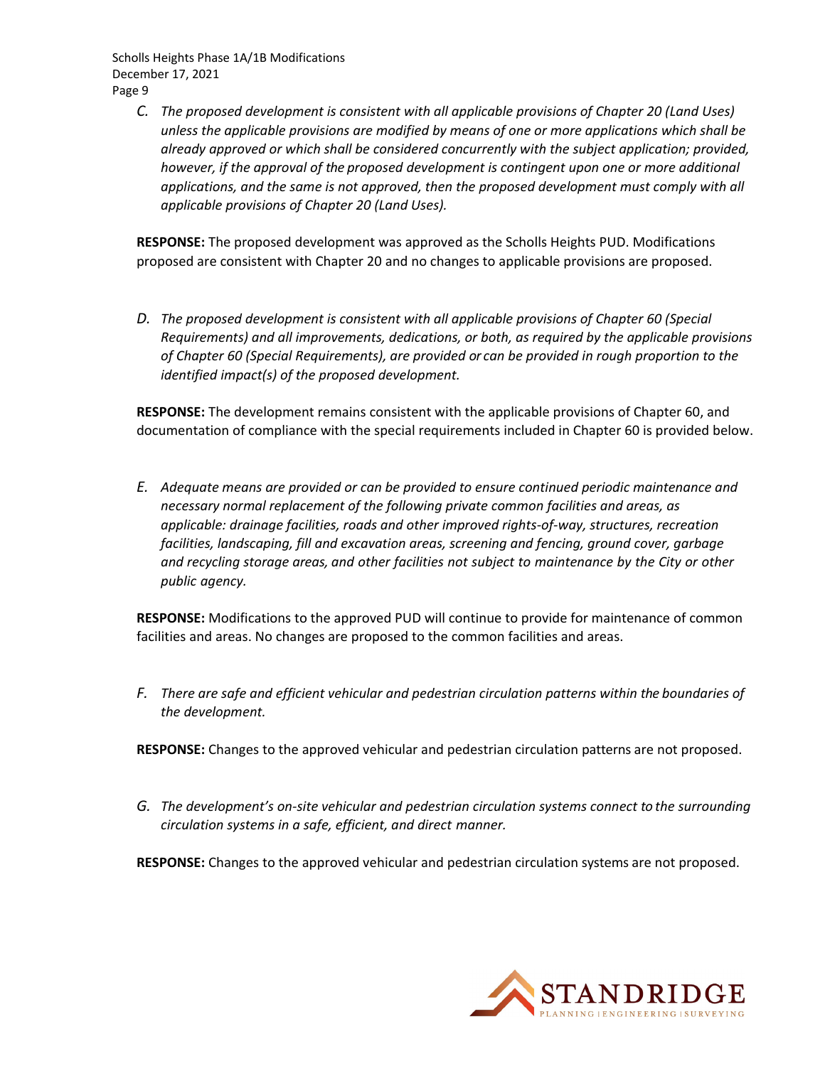*C. The proposed development is consistent with all applicable provisions of Chapter 20 (Land Uses) unless the applicable provisions are modified by means of one or more applications which shall be already approved or which shall be considered concurrently with the subject application; provided, however, if the approval of the proposed development is contingent upon one or more additional applications, and the same is not approved, then the proposed development must comply with all applicable provisions of Chapter 20 (Land Uses).*

**RESPONSE:** The proposed development was approved as the Scholls Heights PUD. Modifications proposed are consistent with Chapter 20 and no changes to applicable provisions are proposed.

*D. The proposed development is consistent with all applicable provisions of Chapter 60 (Special Requirements) and all improvements, dedications, or both, as required by the applicable provisions of Chapter 60 (Special Requirements), are provided or can be provided in rough proportion to the identified impact(s) of the proposed development.*

**RESPONSE:** The development remains consistent with the applicable provisions of Chapter 60, and documentation of compliance with the special requirements included in Chapter 60 is provided below.

*E. Adequate means are provided or can be provided to ensure continued periodic maintenance and necessary normal replacement of the following private common facilities and areas, as applicable: drainage facilities, roads and other improved rights-of-way, structures, recreation facilities, landscaping, fill and excavation areas, screening and fencing, ground cover, garbage and recycling storage areas, and other facilities not subject to maintenance by the City or other public agency.*

**RESPONSE:** Modifications to the approved PUD will continue to provide for maintenance of common facilities and areas. No changes are proposed to the common facilities and areas.

*F. There are safe and efficient vehicular and pedestrian circulation patterns within the boundaries of the development.*

**RESPONSE:** Changes to the approved vehicular and pedestrian circulation patterns are not proposed.

*G. The development's on-site vehicular and pedestrian circulation systems connect to the surrounding circulation systems in a safe, efficient, and direct manner.*

**RESPONSE:** Changes to the approved vehicular and pedestrian circulation systems are not proposed.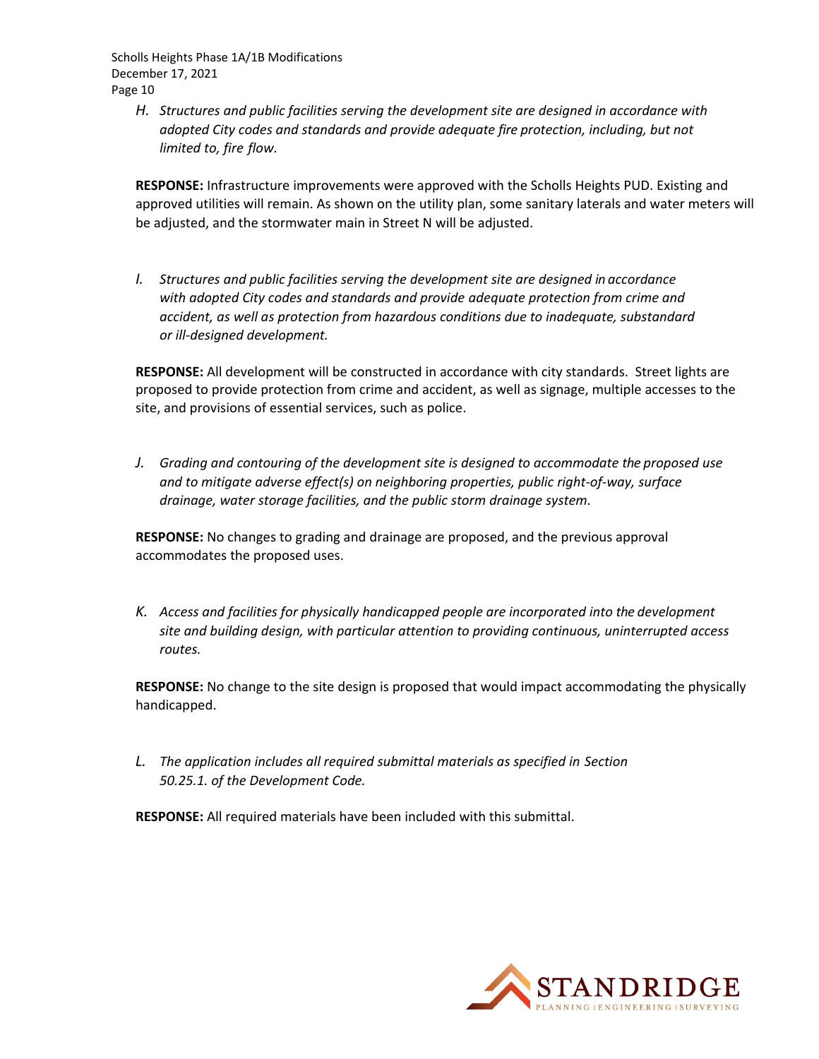*H. Structures and public facilities serving the development site are designed in accordance with adopted City codes and standards and provide adequate fire protection, including, but not limited to, fire flow.*

**RESPONSE:** Infrastructure improvements were approved with the Scholls Heights PUD. Existing and approved utilities will remain. As shown on the utility plan, some sanitary laterals and water meters will be adjusted, and the stormwater main in Street N will be adjusted.

*I. Structures and public facilities serving the development site are designed in accordance with adopted City codes and standards and provide adequate protection from crime and accident, as well as protection from hazardous conditions due to inadequate, substandard or ill-designed development.*

**RESPONSE:** All development will be constructed in accordance with city standards. Street lights are proposed to provide protection from crime and accident, as well as signage, multiple accesses to the site, and provisions of essential services, such as police.

*J. Grading and contouring of the development site is designed to accommodate the proposed use and to mitigate adverse effect(s) on neighboring properties, public right-of-way, surface drainage, water storage facilities, and the public storm drainage system.*

**RESPONSE:** No changes to grading and drainage are proposed, and the previous approval accommodates the proposed uses.

*K. Access and facilities for physically handicapped people are incorporated into the development site and building design, with particular attention to providing continuous, uninterrupted access routes.*

**RESPONSE:** No change to the site design is proposed that would impact accommodating the physically handicapped.

*L. The application includes all required submittal materials as specified in Section 50.25.1. of the Development Code.*

**RESPONSE:** All required materials have been included with this submittal.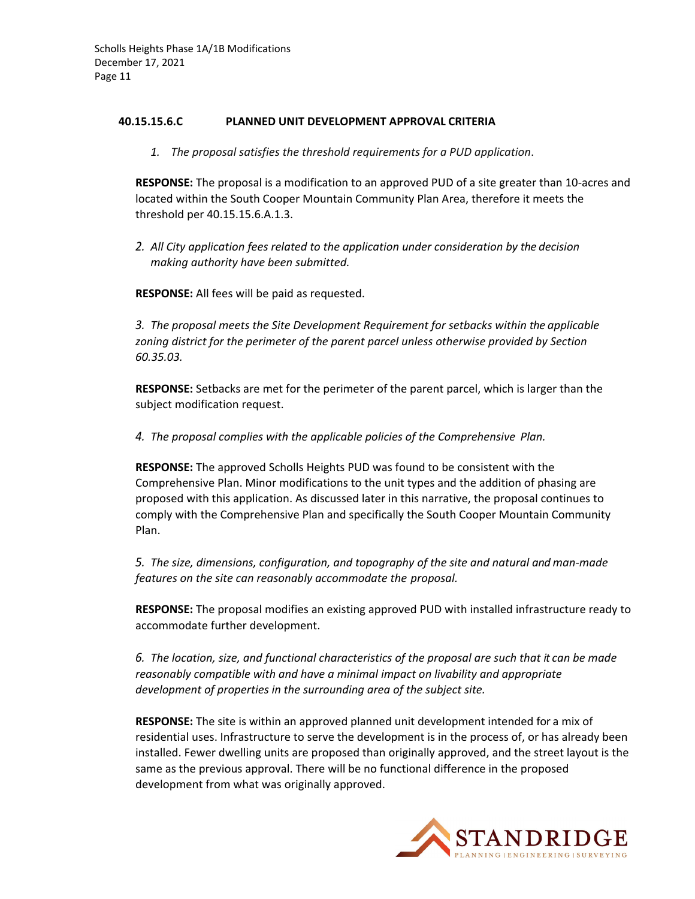### 40.15.15.6.C PLANNED UNIT DEVELOPMENT APPROVAL CRITERIA

*1. The proposal satisfies the threshold requirements for a PUD application.*

**RESPONSE:** The proposal is a modification to an approved PUD of a site greater than 10-acres and located within the South Cooper Mountain Community Plan Area, therefore it meets the threshold per 40.15.15.6.A.1.3.

*2. All City application fees related to the application under consideration by the decision making authority have been submitted.*

**RESPONSE:** All fees will be paid as requested.

*3. The proposal meets the Site Development Requirement for setbacks within the applicable zoning district for the perimeter of the parent parcel unless otherwise provided by Section 60.35.03.*

**RESPONSE:** Setbacks are met for the perimeter of the parent parcel, which is larger than the subject modification request.

*4. The proposal complies with the applicable policies of the Comprehensive Plan.*

**RESPONSE:** The approved Scholls Heights PUD was found to be consistent with the Comprehensive Plan. Minor modifications to the unit types and the addition of phasing are proposed with this application. As discussed later in this narrative, the proposal continues to comply with the Comprehensive Plan and specifically the South Cooper Mountain Community Plan.

*5. The size, dimensions, configuration, and topography of the site and natural and man-made features on the site can reasonably accommodate the proposal.*

**RESPONSE:** The proposal modifies an existing approved PUD with installed infrastructure ready to accommodate further development.

*6. The location, size, and functional characteristics of the proposal are such that it can be made reasonably compatible with and have a minimal impact on livability and appropriate development of properties in the surrounding area of the subject site.*

**RESPONSE:** The site is within an approved planned unit development intended for a mix of residential uses. Infrastructure to serve the development is in the process of, or has already been installed. Fewer dwelling units are proposed than originally approved, and the street layout is the same as the previous approval. There will be no functional difference in the proposed development from what was originally approved.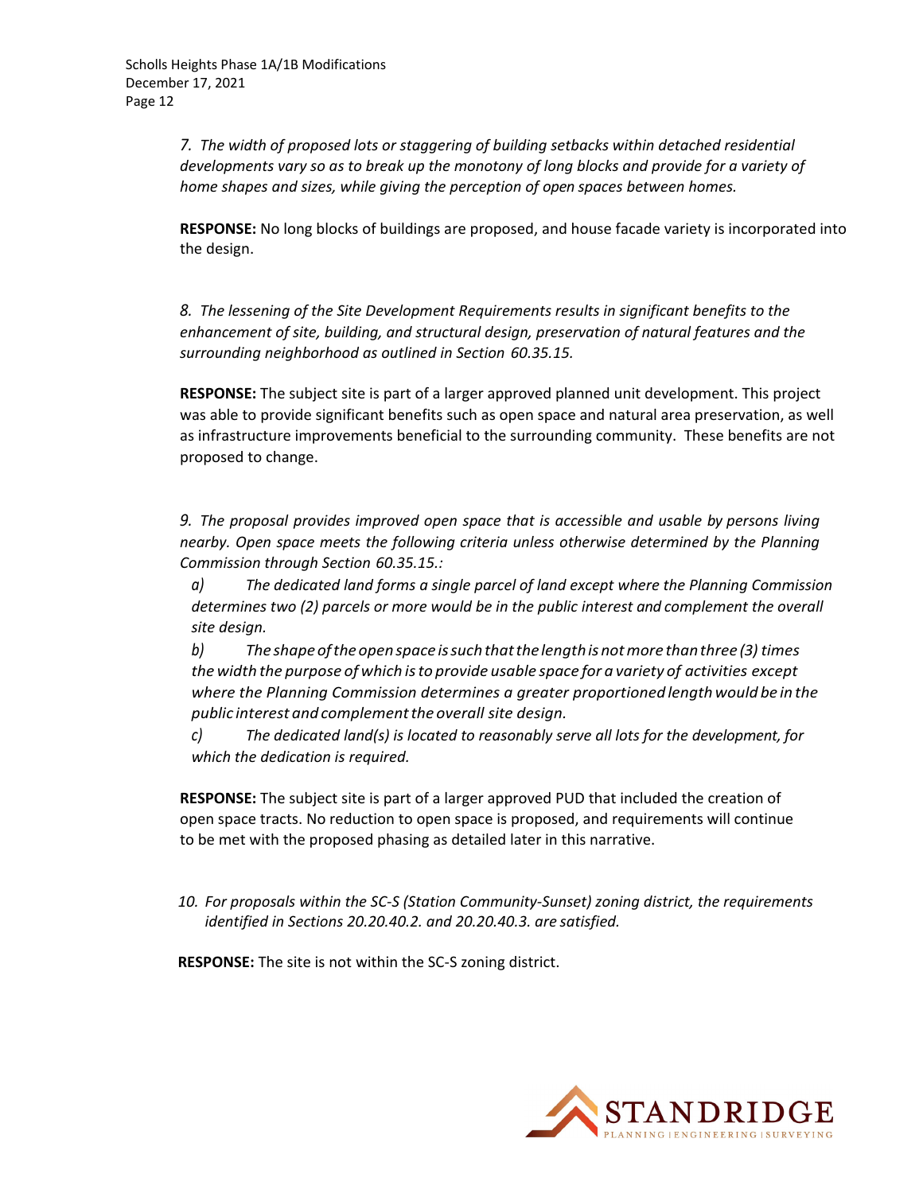*7. The width of proposed lots or staggering of building setbacks within detached residential developments vary so as to break up the monotony of long blocks and provide for a variety of home shapes and sizes, while giving the perception of open spaces between homes.*

**RESPONSE:** No long blocks of buildings are proposed, and house facade variety is incorporated into the design.

*8. The lessening of the Site Development Requirements results in significant benefits to the enhancement of site, building, and structural design, preservation of natural features and the surrounding neighborhood as outlined in Section 60.35.15.*

**RESPONSE:** The subject site is part of a larger approved planned unit development. This project was able to provide significant benefits such as open space and natural area preservation, as well as infrastructure improvements beneficial to the surrounding community. These benefits are not proposed to change.

*9. The proposal provides improved open space that is accessible and usable by persons living nearby. Open space meets the following criteria unless otherwise determined by the Planning Commission through Section 60.35.15.:*

*a) The dedicated land forms a single parcel of land except where the Planning Commission determines two (2) parcels or more would be in the public interest and complement the overall site design.*

*b) The shape of the open space is such that the length is not more than three (3) times the width the purpose of which is to provide usable space for a variety of activities except where the Planning Commission determines a greater proportioned length would be in the public interest and complement the overall site design.*

*c) The dedicated land(s) is located to reasonably serve all lots for the development, for which the dedication is required.*

**RESPONSE:** The subject site is part of a larger approved PUD that included the creation of open space tracts. No reduction to open space is proposed, and requirements will continue to be met with the proposed phasing as detailed later in this narrative.

*10. For proposals within the SC-S (Station Community-Sunset) zoning district, the requirements identified in Sections 20.20.40.2. and 20.20.40.3. are satisfied.*

**RESPONSE:** The site is not within the SC-S zoning district.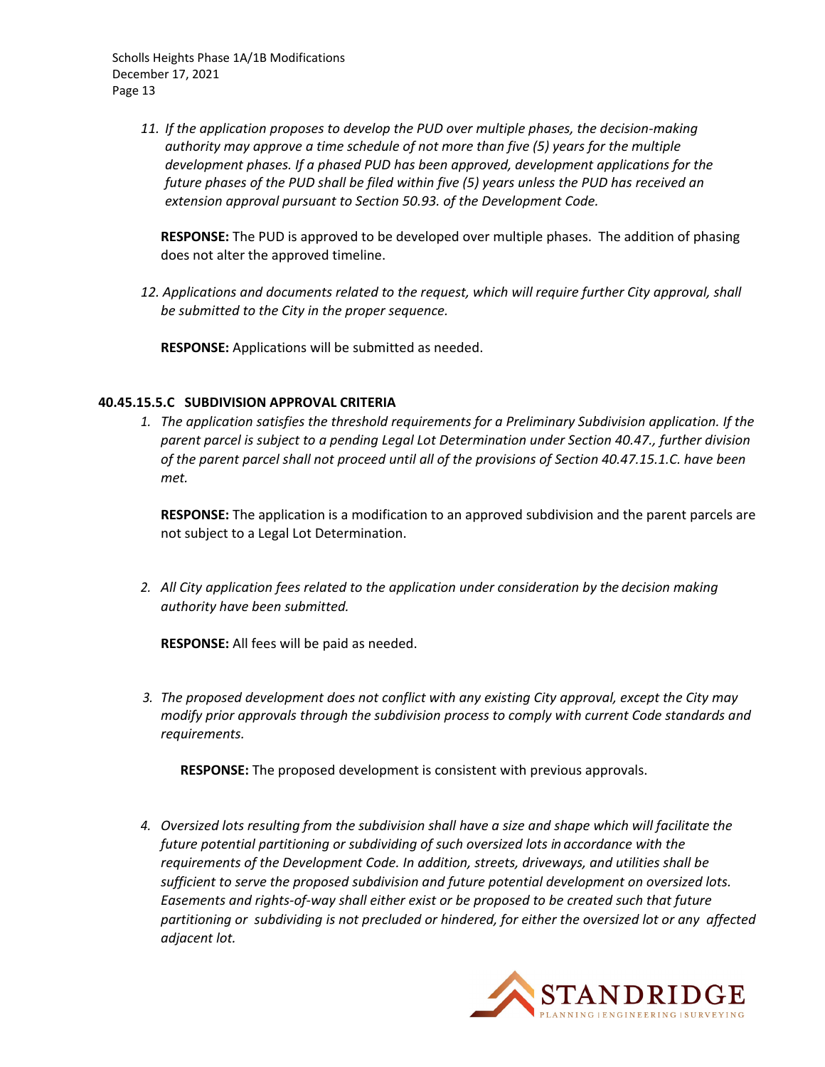11. *If the application proposes to develop the PUD over multiple phases, the decision-making authority may approve a time schedule of not more than five (5) years for the multiple development phases. If a phased PUD has been approved, development applications for the future phases of the PUD shall be filed within five (5) years unless the PUD has received an extension approval pursuant to Section 50.93. of the Development Code.*

    **RESPONSE:** The PUD is approved to be developed over multiple phases. The addition of phasing does not alter the approved timeline.

12. *Applications and documents related to the request, which will require further City approval, shall be submitted to the City in the proper sequence.*

    **RESPONSE:** Applications will be submitted as needed.

### 40.45.15.5.C SUBDIVISION APPROVAL CRITERIA

1. *The application satisfies the threshold requirements for a Preliminary Subdivision application. If the parent parcel is subject to a pending Legal Lot Determination under Section 40.47., further division of the parent parcel shall not proceed until all of the provisions of Section 40.47.15.1.C. have been met.*

    **RESPONSE:** The application is a modification to an approved subdivision and the parent parcels are not subject to a Legal Lot Determination.

2. *All City application fees related to the application under consideration by the decision making authority have been submitted.*

    **RESPONSE:** All fees will be paid as needed.

3. *The proposed development does not conflict with any existing City approval, except the City may modify prior approvals through the subdivision process to comply with current Code standards and requirements.*

    **RESPONSE:** The proposed development is consistent with previous approvals.

4. *Oversized lots resulting from the subdivision shall have a size and shape which will facilitate the future potential partitioning or subdividing of such oversized lots in accordance with the requirements of the Development Code. In addition, streets, driveways, and utilities shall be sufficient to serve the proposed subdivision and future potential development on oversized lots. Easements and rights-of-way shall either exist or be proposed to be created such that future partitioning or subdividing is not precluded or hindered, for either the oversized lot or any affected adjacent lot.*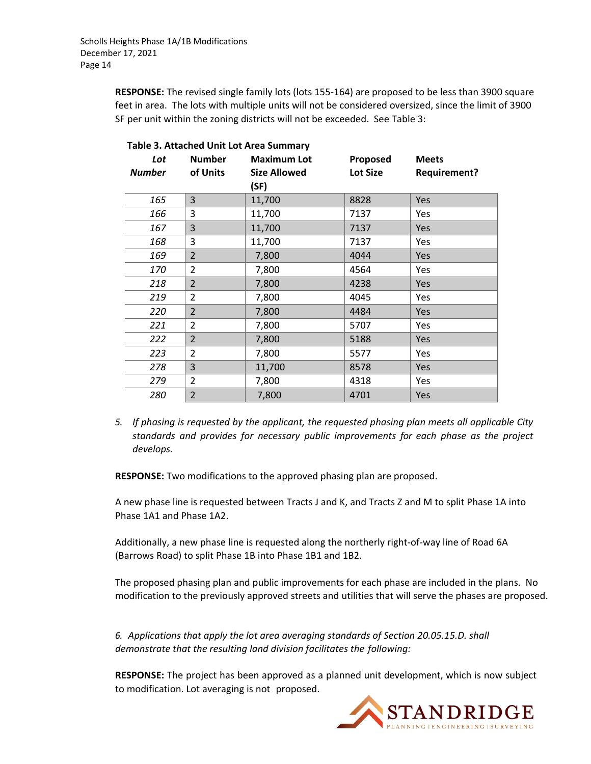**RESPONSE:** The revised single family lots (lots 155-164) are proposed to be less than 3900 square feet in area. The lots with multiple units will not be considered oversized, since the limit of 3900 SF per unit within the zoning districts will not be exceeded. See Table 3:

**Table 3. Attached Unit Lot Area Summary**

| *Lot Number* | Number of Units | Maximum Lot Size Allowed (SF) | Proposed Lot Size | Meets Requirement? |
|---|---|---|---|---|
| *165* | 3 | 11,700 | 8828 | Yes |
| *166* | 3 | 11,700 | 7137 | Yes |
| *167* | 3 | 11,700 | 7137 | Yes |
| *168* | 3 | 11,700 | 7137 | Yes |
| *169* | 2 | 7,800 | 4044 | Yes |
| *170* | 2 | 7,800 | 4564 | Yes |
| *218* | 2 | 7,800 | 4238 | Yes |
| *219* | 2 | 7,800 | 4045 | Yes |
| *220* | 2 | 7,800 | 4484 | Yes |
| *221* | 2 | 7,800 | 5707 | Yes |
| *222* | 2 | 7,800 | 5188 | Yes |
| *223* | 2 | 7,800 | 5577 | Yes |
| *278* | 3 | 11,700 | 8578 | Yes |
| *279* | 2 | 7,800 | 4318 | Yes |
| *280* | 2 | 7,800 | 4701 | Yes |

5. *If phasing is requested by the applicant, the requested phasing plan meets all applicable City standards and provides for necessary public improvements for each phase as the project develops.*

**RESPONSE:** Two modifications to the approved phasing plan are proposed.

A new phase line is requested between Tracts J and K, and Tracts Z and M to split Phase 1A into Phase 1A1 and Phase 1A2.

Additionally, a new phase line is requested along the northerly right-of-way line of Road 6A (Barrows Road) to split Phase 1B into Phase 1B1 and 1B2.

The proposed phasing plan and public improvements for each phase are included in the plans. No modification to the previously approved streets and utilities that will serve the phases are proposed.

*6. Applications that apply the lot area averaging standards of Section 20.05.15.D. shall demonstrate that the resulting land division facilitates the following:*

**RESPONSE:** The project has been approved as a planned unit development, which is now subject to modification. Lot averaging is not proposed.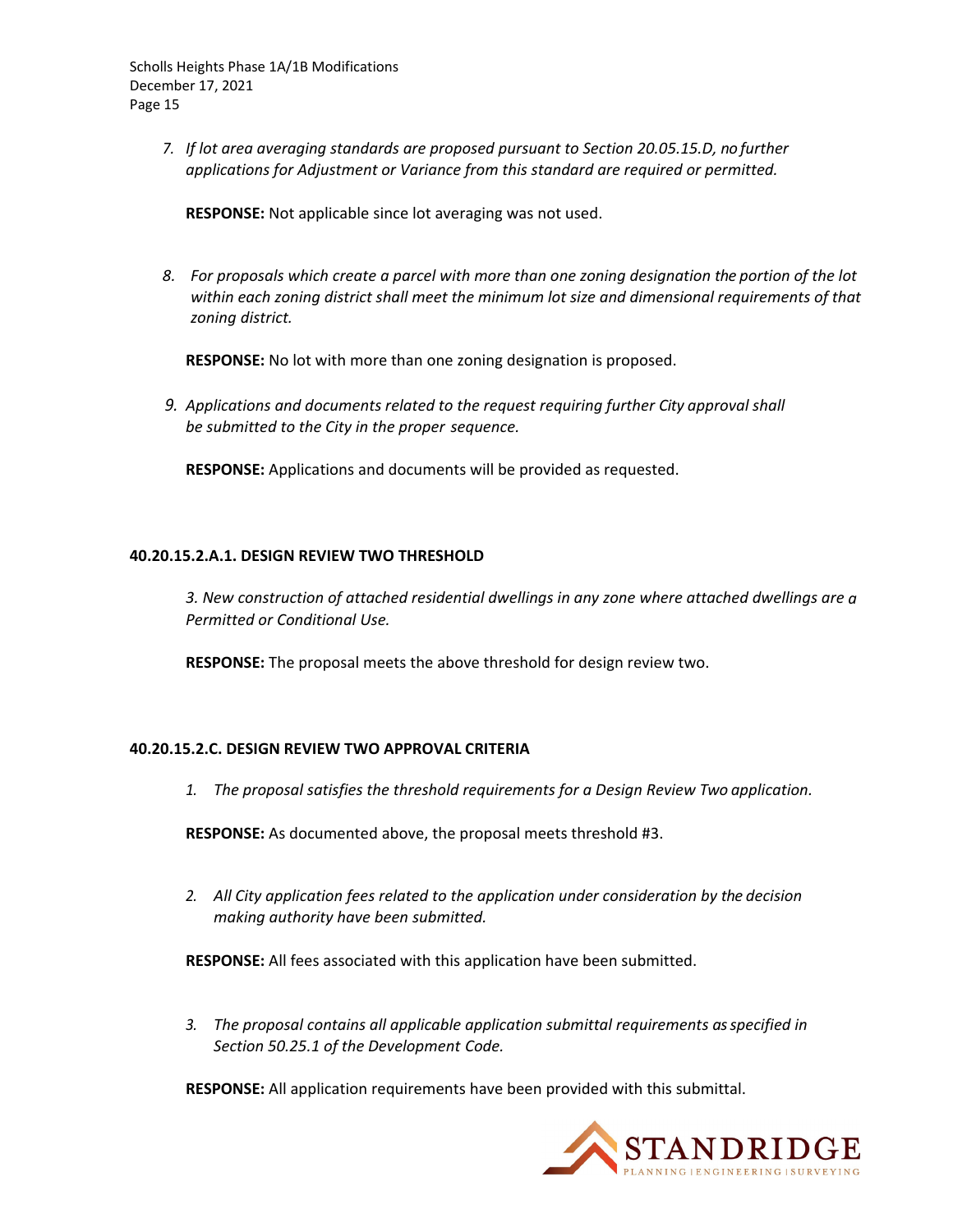*7. If lot area averaging standards are proposed pursuant to Section 20.05.15.D, no further applications for Adjustment or Variance from this standard are required or permitted.*

**RESPONSE:** Not applicable since lot averaging was not used.

*8. For proposals which create a parcel with more than one zoning designation the portion of the lot within each zoning district shall meet the minimum lot size and dimensional requirements of that zoning district.*

**RESPONSE:** No lot with more than one zoning designation is proposed.

*9. Applications and documents related to the request requiring further City approval shall be submitted to the City in the proper sequence.*

**RESPONSE:** Applications and documents will be provided as requested.

## 40.20.15.2.A.1. DESIGN REVIEW TWO THRESHOLD

*3. New construction of attached residential dwellings in any zone where attached dwellings are a Permitted or Conditional Use.*

**RESPONSE:** The proposal meets the above threshold for design review two.

## 40.20.15.2.C. DESIGN REVIEW TWO APPROVAL CRITERIA

*1. The proposal satisfies the threshold requirements for a Design Review Two application.*

**RESPONSE:** As documented above, the proposal meets threshold #3.

*2. All City application fees related to the application under consideration by the decision making authority have been submitted.*

**RESPONSE:** All fees associated with this application have been submitted.

*3. The proposal contains all applicable application submittal requirements as specified in Section 50.25.1 of the Development Code.*

**RESPONSE:** All application requirements have been provided with this submittal.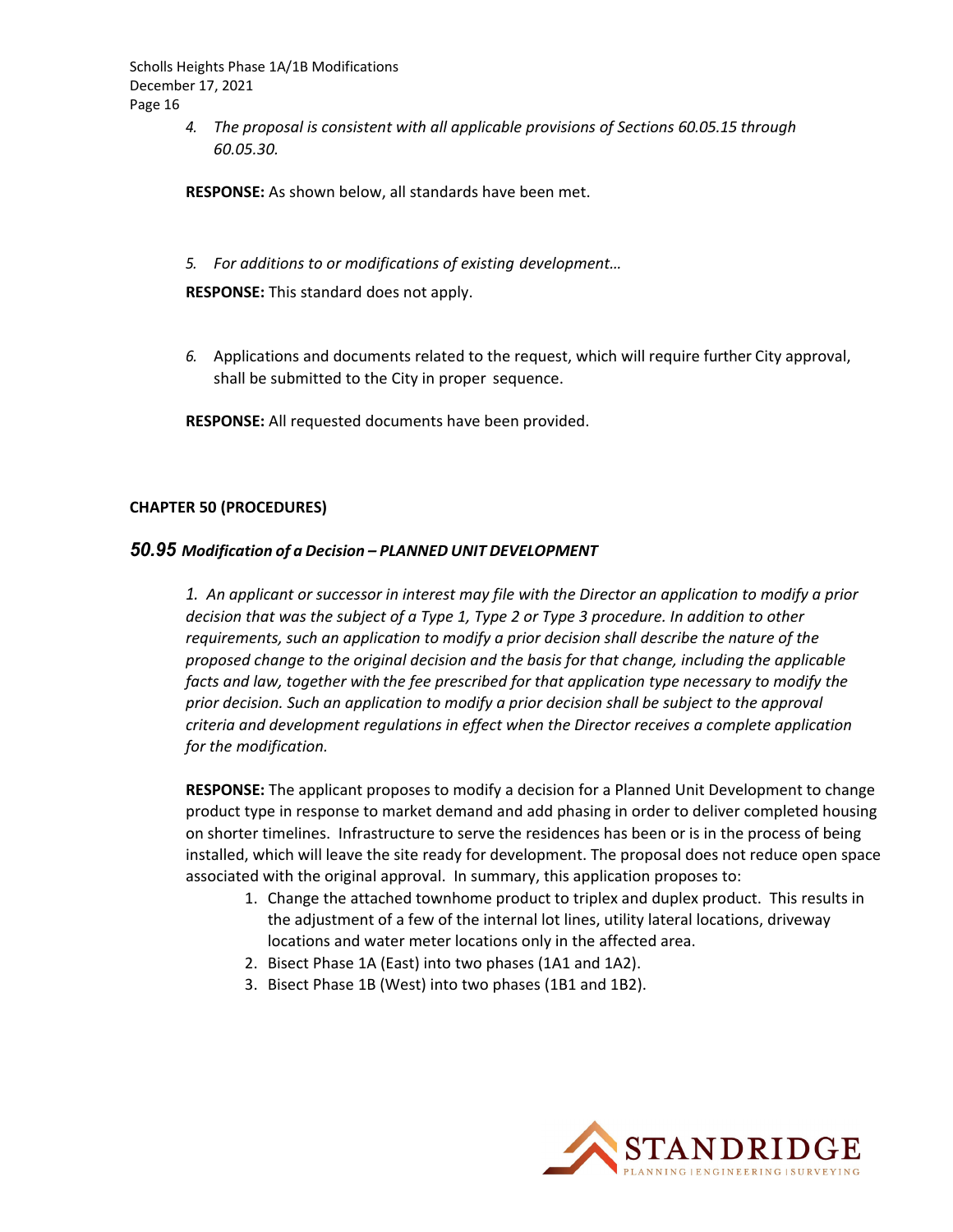*4. The proposal is consistent with all applicable provisions of Sections 60.05.15 through 60.05.30.*

**RESPONSE:** As shown below, all standards have been met.

*5. For additions to or modifications of existing development…*

**RESPONSE:** This standard does not apply.

*6.* Applications and documents related to the request, which will require further City approval, shall be submitted to the City in proper sequence.

**RESPONSE:** All requested documents have been provided.

## CHAPTER 50 (PROCEDURES)

### *50.95 Modification of a Decision – PLANNED UNIT DEVELOPMENT*

*1. An applicant or successor in interest may file with the Director an application to modify a prior decision that was the subject of a Type 1, Type 2 or Type 3 procedure. In addition to other requirements, such an application to modify a prior decision shall describe the nature of the proposed change to the original decision and the basis for that change, including the applicable facts and law, together with the fee prescribed for that application type necessary to modify the prior decision. Such an application to modify a prior decision shall be subject to the approval criteria and development regulations in effect when the Director receives a complete application for the modification.*

**RESPONSE:** The applicant proposes to modify a decision for a Planned Unit Development to change product type in response to market demand and add phasing in order to deliver completed housing on shorter timelines. Infrastructure to serve the residences has been or is in the process of being installed, which will leave the site ready for development. The proposal does not reduce open space associated with the original approval. In summary, this application proposes to:

1. Change the attached townhome product to triplex and duplex product. This results in the adjustment of a few of the internal lot lines, utility lateral locations, driveway locations and water meter locations only in the affected area.
2. Bisect Phase 1A (East) into two phases (1A1 and 1A2).
3. Bisect Phase 1B (West) into two phases (1B1 and 1B2).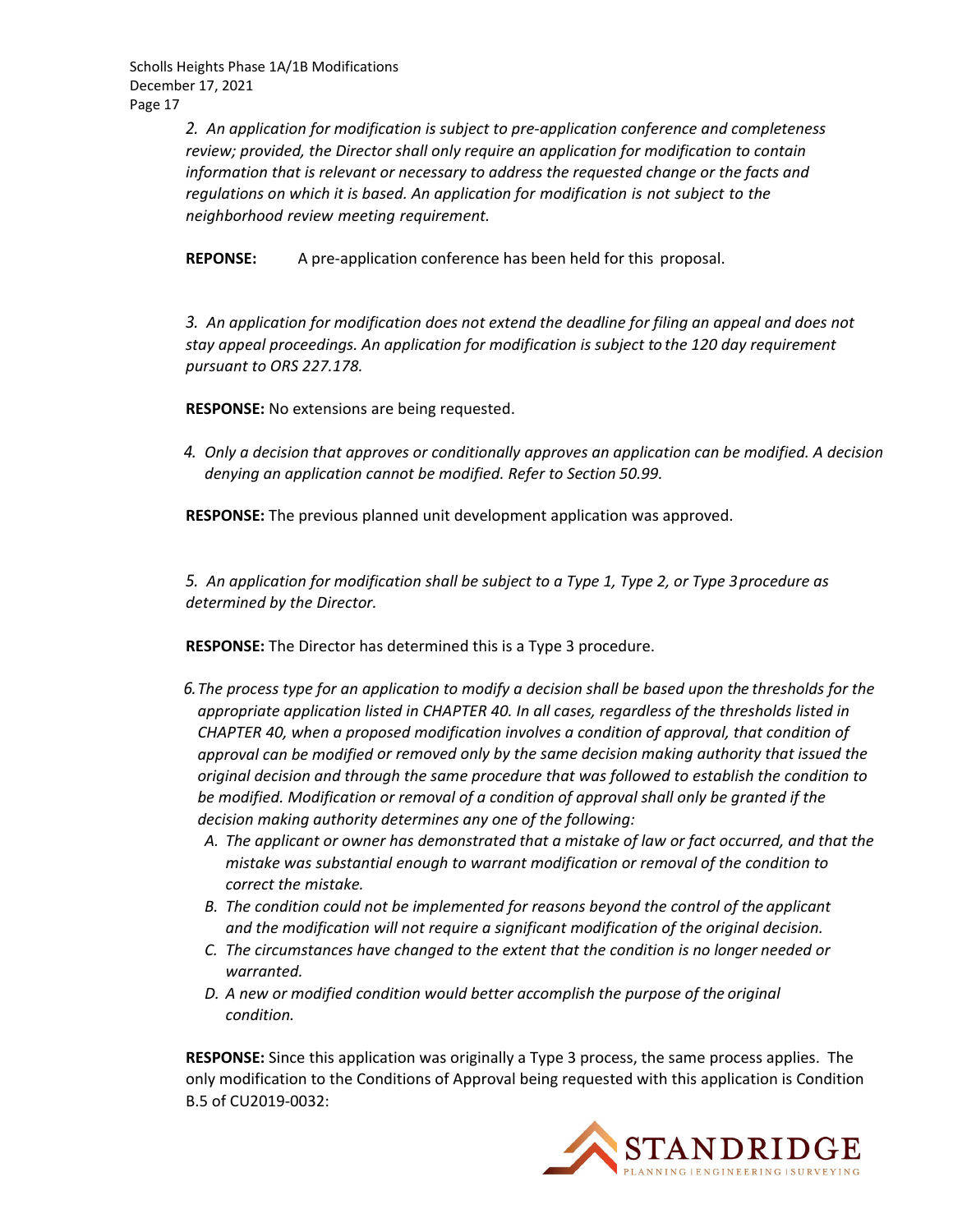*2. An application for modification is subject to pre-application conference and completeness review; provided, the Director shall only require an application for modification to contain information that is relevant or necessary to address the requested change or the facts and regulations on which it is based. An application for modification is not subject to the neighborhood review meeting requirement.*

**REPONSE:** A pre-application conference has been held for this proposal.

*3. An application for modification does not extend the deadline for filing an appeal and does not stay appeal proceedings. An application for modification is subject to the 120 day requirement pursuant to ORS 227.178.*

**RESPONSE:** No extensions are being requested.

*4. Only a decision that approves or conditionally approves an application can be modified. A decision denying an application cannot be modified. Refer to Section 50.99.*

**RESPONSE:** The previous planned unit development application was approved.

*5. An application for modification shall be subject to a Type 1, Type 2, or Type 3 procedure as determined by the Director.*

**RESPONSE:** The Director has determined this is a Type 3 procedure.

*6. The process type for an application to modify a decision shall be based upon the thresholds for the appropriate application listed in CHAPTER 40. In all cases, regardless of the thresholds listed in CHAPTER 40, when a proposed modification involves a condition of approval, that condition of approval can be modified or removed only by the same decision making authority that issued the original decision and through the same procedure that was followed to establish the condition to be modified. Modification or removal of a condition of approval shall only be granted if the decision making authority determines any one of the following:*

- *A. The applicant or owner has demonstrated that a mistake of law or fact occurred, and that the mistake was substantial enough to warrant modification or removal of the condition to correct the mistake.*
- *B. The condition could not be implemented for reasons beyond the control of the applicant and the modification will not require a significant modification of the original decision.*
- *C. The circumstances have changed to the extent that the condition is no longer needed or warranted.*
- *D. A new or modified condition would better accomplish the purpose of the original condition.*

**RESPONSE:** Since this application was originally a Type 3 process, the same process applies. The only modification to the Conditions of Approval being requested with this application is Condition B.5 of CU2019-0032: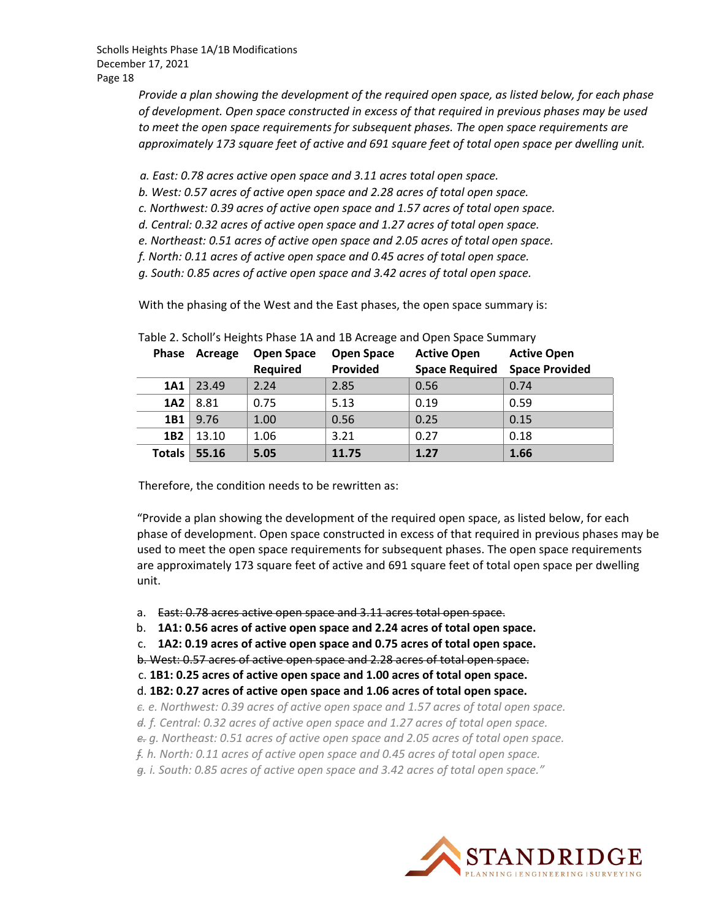*Provide a plan showing the development of the required open space, as listed below, for each phase of development. Open space constructed in excess of that required in previous phases may be used to meet the open space requirements for subsequent phases. The open space requirements are approximately 173 square feet of active and 691 square feet of total open space per dwelling unit.*

*a. East: 0.78 acres active open space and 3.11 acres total open space.*
*b. West: 0.57 acres of active open space and 2.28 acres of total open space.*
*c. Northwest: 0.39 acres of active open space and 1.57 acres of total open space.*
*d. Central: 0.32 acres of active open space and 1.27 acres of total open space.*
*e. Northeast: 0.51 acres of active open space and 2.05 acres of total open space.*
*f. North: 0.11 acres of active open space and 0.45 acres of total open space.*
*g. South: 0.85 acres of active open space and 3.42 acres of total open space.*

With the phasing of the West and the East phases, the open space summary is:

Table 2. Scholl's Heights Phase 1A and 1B Acreage and Open Space Summary

| Phase | Acreage | Open Space Required | Open Space Provided | Active Open Space Required | Active Open Space Provided |
|---|---|---|---|---|---|
| **1A1** | 23.49 | 2.24 | 2.85 | 0.56 | 0.74 |
| **1A2** | 8.81 | 0.75 | 5.13 | 0.19 | 0.59 |
| **1B1** | 9.76 | 1.00 | 0.56 | 0.25 | 0.15 |
| **1B2** | 13.10 | 1.06 | 3.21 | 0.27 | 0.18 |
| **Totals** | **55.16** | **5.05** | **11.75** | **1.27** | **1.66** |

Therefore, the condition needs to be rewritten as:

"Provide a plan showing the development of the required open space, as listed below, for each phase of development. Open space constructed in excess of that required in previous phases may be used to meet the open space requirements for subsequent phases. The open space requirements are approximately 173 square feet of active and 691 square feet of total open space per dwelling unit.

a. ~~East: 0.78 acres active open space and 3.11 acres total open space.~~
b. **1A1: 0.56 acres of active open space and 2.24 acres of total open space.**
c. **1A2: 0.19 acres of active open space and 0.75 acres of total open space.**
~~b. West: 0.57 acres of active open space and 2.28 acres of total open space.~~
c. **1B1: 0.25 acres of active open space and 1.00 acres of total open space.**
d. **1B2: 0.27 acres of active open space and 1.06 acres of total open space.**
*~~c.~~ e. Northwest: 0.39 acres of active open space and 1.57 acres of total open space.*
*~~d.~~ f. Central: 0.32 acres of active open space and 1.27 acres of total open space.*
*~~e.~~ g. Northeast: 0.51 acres of active open space and 2.05 acres of total open space.*
*~~f.~~ h. North: 0.11 acres of active open space and 0.45 acres of total open space.*
*~~g.~~ i. South: 0.85 acres of active open space and 3.42 acres of total open space."*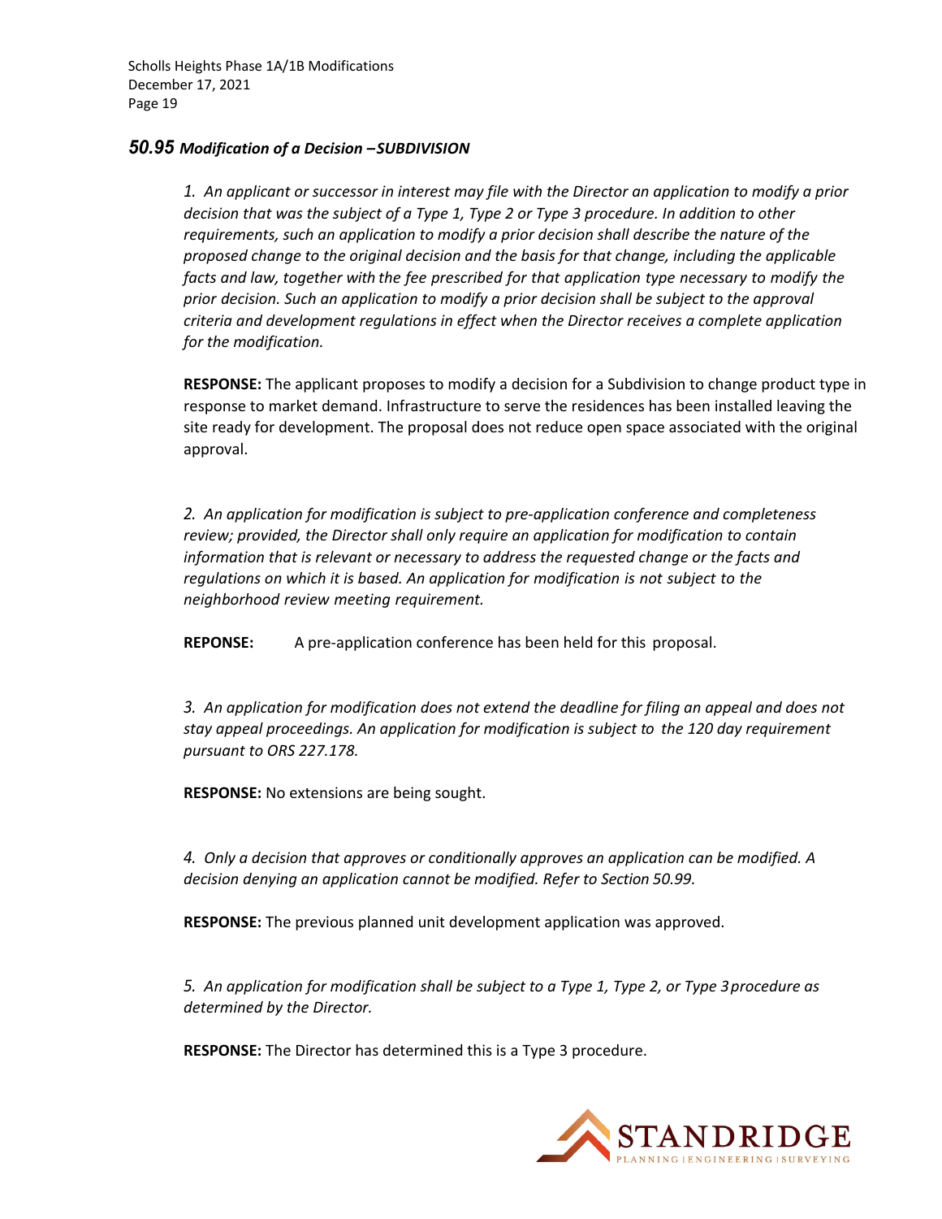## *50.95 Modification of a Decision –SUBDIVISION*

*1. An applicant or successor in interest may file with the Director an application to modify a prior decision that was the subject of a Type 1, Type 2 or Type 3 procedure. In addition to other requirements, such an application to modify a prior decision shall describe the nature of the proposed change to the original decision and the basis for that change, including the applicable facts and law, together with the fee prescribed for that application type necessary to modify the prior decision. Such an application to modify a prior decision shall be subject to the approval criteria and development regulations in effect when the Director receives a complete application for the modification.*

**RESPONSE:** The applicant proposes to modify a decision for a Subdivision to change product type in response to market demand. Infrastructure to serve the residences has been installed leaving the site ready for development. The proposal does not reduce open space associated with the original approval.

*2. An application for modification is subject to pre-application conference and completeness review; provided, the Director shall only require an application for modification to contain information that is relevant or necessary to address the requested change or the facts and regulations on which it is based. An application for modification is not subject to the neighborhood review meeting requirement.*

**REPONSE:** A pre-application conference has been held for this proposal.

*3. An application for modification does not extend the deadline for filing an appeal and does not stay appeal proceedings. An application for modification is subject to the 120 day requirement pursuant to ORS 227.178.*

**RESPONSE:** No extensions are being sought.

*4. Only a decision that approves or conditionally approves an application can be modified. A decision denying an application cannot be modified. Refer to Section 50.99.*

**RESPONSE:** The previous planned unit development application was approved.

*5. An application for modification shall be subject to a Type 1, Type 2, or Type 3 procedure as determined by the Director.*

**RESPONSE:** The Director has determined this is a Type 3 procedure.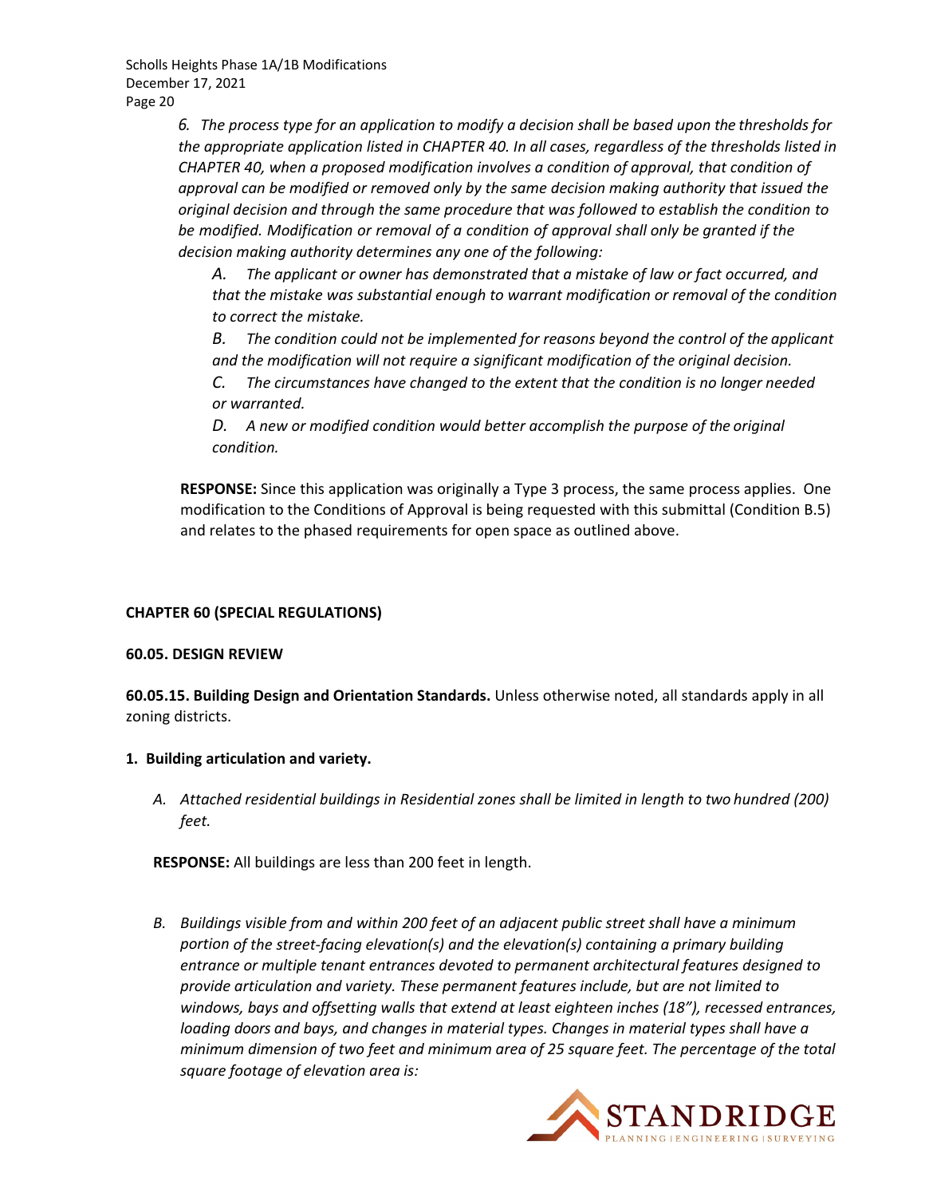*6. The process type for an application to modify a decision shall be based upon the thresholds for the appropriate application listed in CHAPTER 40. In all cases, regardless of the thresholds listed in CHAPTER 40, when a proposed modification involves a condition of approval, that condition of approval can be modified or removed only by the same decision making authority that issued the original decision and through the same procedure that was followed to establish the condition to be modified. Modification or removal of a condition of approval shall only be granted if the decision making authority determines any one of the following:*

*A. The applicant or owner has demonstrated that a mistake of law or fact occurred, and that the mistake was substantial enough to warrant modification or removal of the condition to correct the mistake.*

*B. The condition could not be implemented for reasons beyond the control of the applicant and the modification will not require a significant modification of the original decision.*

*C. The circumstances have changed to the extent that the condition is no longer needed or warranted.*

*D. A new or modified condition would better accomplish the purpose of the original condition.*

**RESPONSE:** Since this application was originally a Type 3 process, the same process applies. One modification to the Conditions of Approval is being requested with this submittal (Condition B.5) and relates to the phased requirements for open space as outlined above.

**CHAPTER 60 (SPECIAL REGULATIONS)**

**60.05. DESIGN REVIEW**

**60.05.15. Building Design and Orientation Standards.** Unless otherwise noted, all standards apply in all zoning districts.

**1. Building articulation and variety.**

*A. Attached residential buildings in Residential zones shall be limited in length to two hundred (200) feet.*

**RESPONSE:** All buildings are less than 200 feet in length.

*B. Buildings visible from and within 200 feet of an adjacent public street shall have a minimum portion of the street-facing elevation(s) and the elevation(s) containing a primary building entrance or multiple tenant entrances devoted to permanent architectural features designed to provide articulation and variety. These permanent features include, but are not limited to windows, bays and offsetting walls that extend at least eighteen inches (18"), recessed entrances, loading doors and bays, and changes in material types. Changes in material types shall have a minimum dimension of two feet and minimum area of 25 square feet. The percentage of the total square footage of elevation area is:*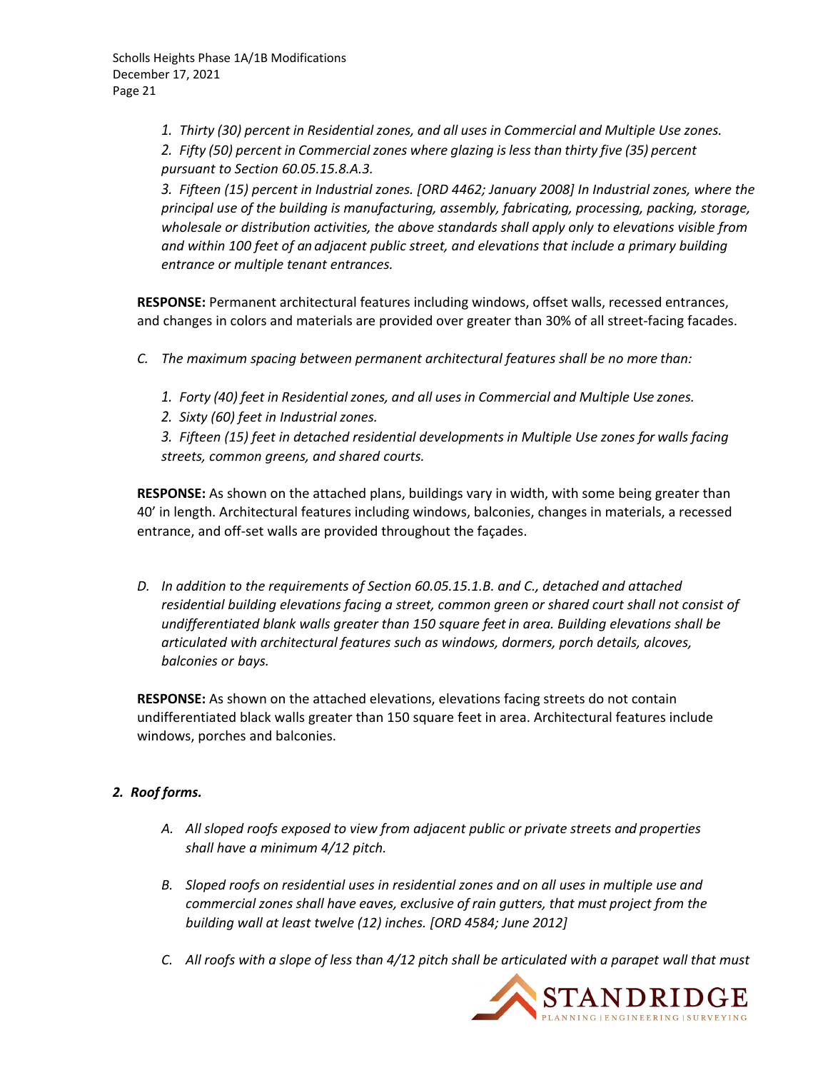*1. Thirty (30) percent in Residential zones, and all uses in Commercial and Multiple Use zones.*

*2. Fifty (50) percent in Commercial zones where glazing is less than thirty five (35) percent pursuant to Section 60.05.15.8.A.3.*

*3. Fifteen (15) percent in Industrial zones. [ORD 4462; January 2008] In Industrial zones, where the principal use of the building is manufacturing, assembly, fabricating, processing, packing, storage, wholesale or distribution activities, the above standards shall apply only to elevations visible from and within 100 feet of an adjacent public street, and elevations that include a primary building entrance or multiple tenant entrances.*

**RESPONSE:** Permanent architectural features including windows, offset walls, recessed entrances, and changes in colors and materials are provided over greater than 30% of all street-facing facades.

*C. The maximum spacing between permanent architectural features shall be no more than:*

*1. Forty (40) feet in Residential zones, and all uses in Commercial and Multiple Use zones.*

*2. Sixty (60) feet in Industrial zones.*

*3. Fifteen (15) feet in detached residential developments in Multiple Use zones for walls facing streets, common greens, and shared courts.*

**RESPONSE:** As shown on the attached plans, buildings vary in width, with some being greater than 40' in length. Architectural features including windows, balconies, changes in materials, a recessed entrance, and off-set walls are provided throughout the façades.

*D. In addition to the requirements of Section 60.05.15.1.B. and C., detached and attached residential building elevations facing a street, common green or shared court shall not consist of undifferentiated blank walls greater than 150 square feet in area. Building elevations shall be articulated with architectural features such as windows, dormers, porch details, alcoves, balconies or bays.*

**RESPONSE:** As shown on the attached elevations, elevations facing streets do not contain undifferentiated black walls greater than 150 square feet in area. Architectural features include windows, porches and balconies.

***2. Roof forms.***

*A. All sloped roofs exposed to view from adjacent public or private streets and properties shall have a minimum 4/12 pitch.*

*B. Sloped roofs on residential uses in residential zones and on all uses in multiple use and commercial zones shall have eaves, exclusive of rain gutters, that must project from the building wall at least twelve (12) inches. [ORD 4584; June 2012]*

*C. All roofs with a slope of less than 4/12 pitch shall be articulated with a parapet wall that must*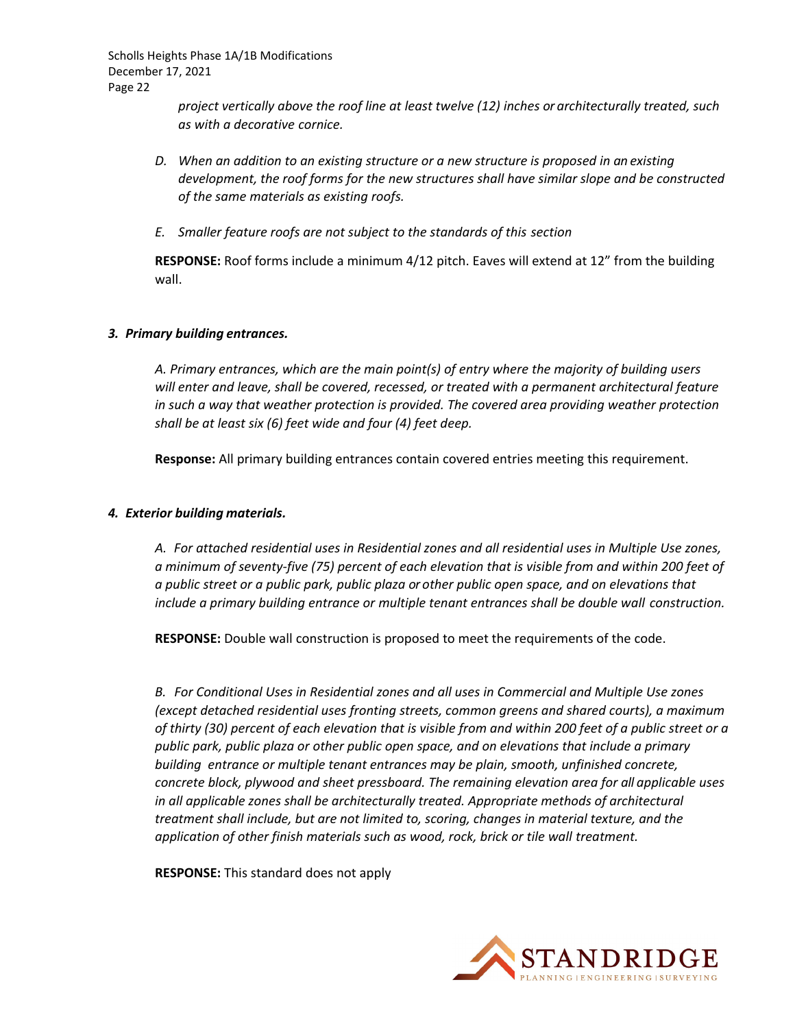*project vertically above the roof line at least twelve (12) inches or architecturally treated, such as with a decorative cornice.*

*D. When an addition to an existing structure or a new structure is proposed in an existing development, the roof forms for the new structures shall have similar slope and be constructed of the same materials as existing roofs.*

*E. Smaller feature roofs are not subject to the standards of this section*

**RESPONSE:** Roof forms include a minimum 4/12 pitch. Eaves will extend at 12" from the building wall.

### *3. Primary building entrances.*

*A. Primary entrances, which are the main point(s) of entry where the majority of building users will enter and leave, shall be covered, recessed, or treated with a permanent architectural feature in such a way that weather protection is provided. The covered area providing weather protection shall be at least six (6) feet wide and four (4) feet deep.*

**Response:** All primary building entrances contain covered entries meeting this requirement.

### *4. Exterior building materials.*

*A. For attached residential uses in Residential zones and all residential uses in Multiple Use zones, a minimum of seventy-five (75) percent of each elevation that is visible from and within 200 feet of a public street or a public park, public plaza or other public open space, and on elevations that include a primary building entrance or multiple tenant entrances shall be double wall construction.*

**RESPONSE:** Double wall construction is proposed to meet the requirements of the code.

*B. For Conditional Uses in Residential zones and all uses in Commercial and Multiple Use zones (except detached residential uses fronting streets, common greens and shared courts), a maximum of thirty (30) percent of each elevation that is visible from and within 200 feet of a public street or a public park, public plaza or other public open space, and on elevations that include a primary building entrance or multiple tenant entrances may be plain, smooth, unfinished concrete, concrete block, plywood and sheet pressboard. The remaining elevation area for all applicable uses in all applicable zones shall be architecturally treated. Appropriate methods of architectural treatment shall include, but are not limited to, scoring, changes in material texture, and the application of other finish materials such as wood, rock, brick or tile wall treatment.*

**RESPONSE:** This standard does not apply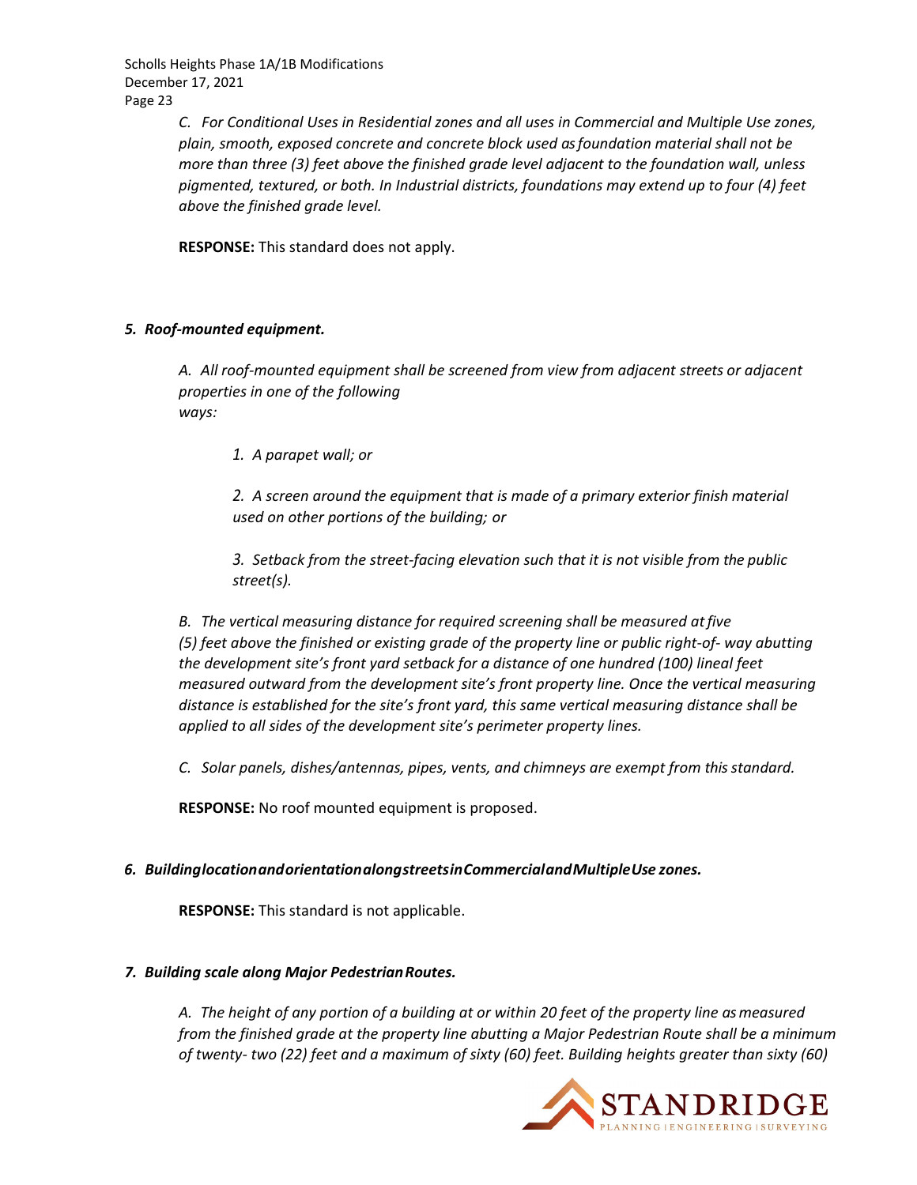*C. For Conditional Uses in Residential zones and all uses in Commercial and Multiple Use zones, plain, smooth, exposed concrete and concrete block used as foundation material shall not be more than three (3) feet above the finished grade level adjacent to the foundation wall, unless pigmented, textured, or both. In Industrial districts, foundations may extend up to four (4) feet above the finished grade level.*

**RESPONSE:** This standard does not apply.

***5. Roof-mounted equipment.***

*A. All roof-mounted equipment shall be screened from view from adjacent streets or adjacent properties in one of the following ways:*

*1. A parapet wall; or*

*2. A screen around the equipment that is made of a primary exterior finish material used on other portions of the building; or*

*3. Setback from the street-facing elevation such that it is not visible from the public street(s).*

*B. The vertical measuring distance for required screening shall be measured at five (5) feet above the finished or existing grade of the property line or public right-of- way abutting the development site's front yard setback for a distance of one hundred (100) lineal feet measured outward from the development site's front property line. Once the vertical measuring distance is established for the site's front yard, this same vertical measuring distance shall be applied to all sides of the development site's perimeter property lines.*

*C. Solar panels, dishes/antennas, pipes, vents, and chimneys are exempt from this standard.*

**RESPONSE:** No roof mounted equipment is proposed.

***6. Building location and orientation along streets in Commercial and Multiple Use zones.***

**RESPONSE:** This standard is not applicable.

***7. Building scale along Major Pedestrian Routes.***

*A. The height of any portion of a building at or within 20 feet of the property line as measured from the finished grade at the property line abutting a Major Pedestrian Route shall be a minimum of twenty- two (22) feet and a maximum of sixty (60) feet. Building heights greater than sixty (60)*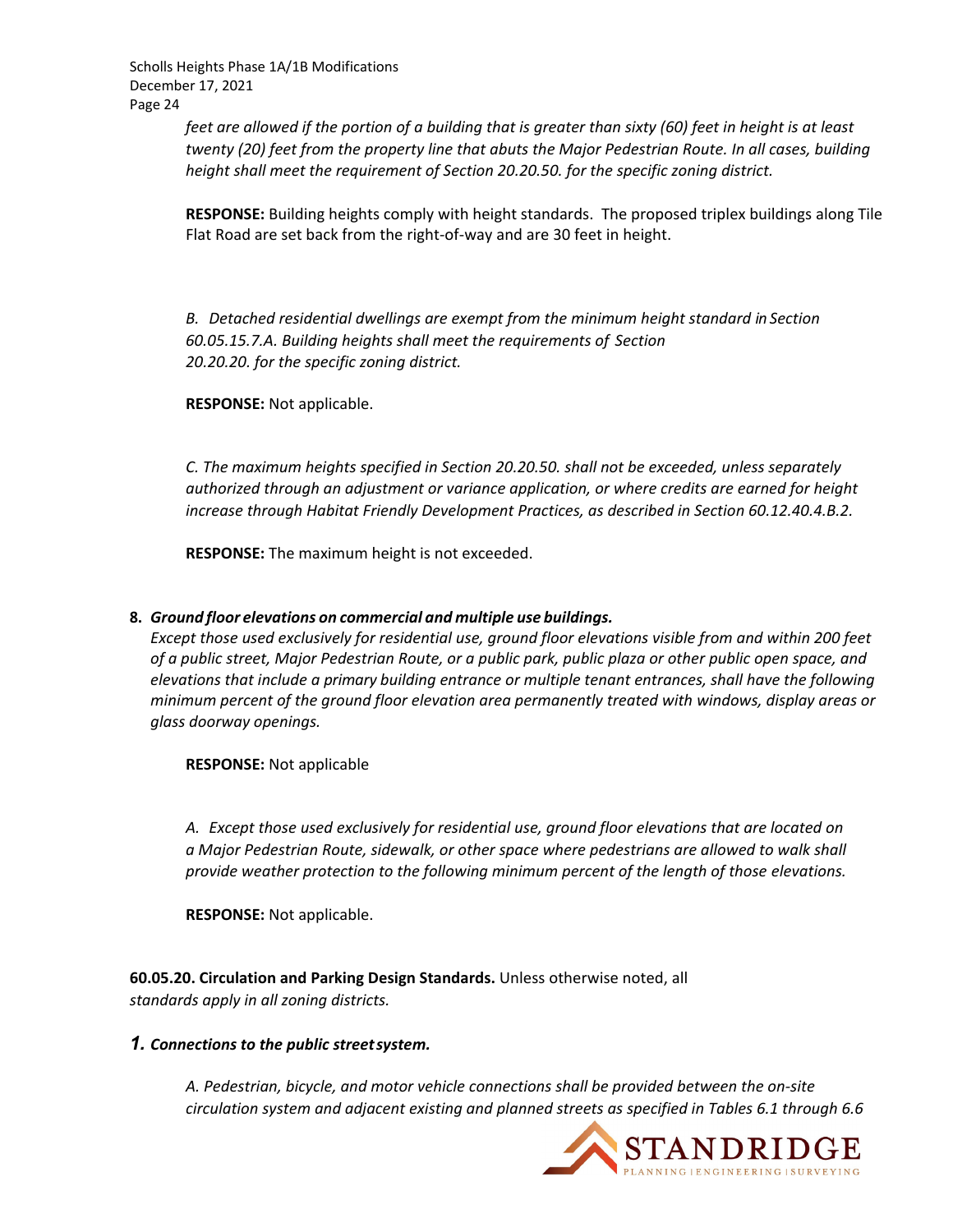*feet are allowed if the portion of a building that is greater than sixty (60) feet in height is at least twenty (20) feet from the property line that abuts the Major Pedestrian Route. In all cases, building height shall meet the requirement of Section 20.20.50. for the specific zoning district.*

**RESPONSE:** Building heights comply with height standards. The proposed triplex buildings along Tile Flat Road are set back from the right-of-way and are 30 feet in height.

*B. Detached residential dwellings are exempt from the minimum height standard in Section 60.05.15.7.A. Building heights shall meet the requirements of Section 20.20.20. for the specific zoning district.*

**RESPONSE:** Not applicable.

*C. The maximum heights specified in Section 20.20.50. shall not be exceeded, unless separately authorized through an adjustment or variance application, or where credits are earned for height increase through Habitat Friendly Development Practices, as described in Section 60.12.40.4.B.2.*

**RESPONSE:** The maximum height is not exceeded.

**8. *Ground floor elevations on commercial and multiple use buildings.***
*Except those used exclusively for residential use, ground floor elevations visible from and within 200 feet of a public street, Major Pedestrian Route, or a public park, public plaza or other public open space, and elevations that include a primary building entrance or multiple tenant entrances, shall have the following minimum percent of the ground floor elevation area permanently treated with windows, display areas or glass doorway openings.*

**RESPONSE:** Not applicable

*A. Except those used exclusively for residential use, ground floor elevations that are located on a Major Pedestrian Route, sidewalk, or other space where pedestrians are allowed to walk shall provide weather protection to the following minimum percent of the length of those elevations.*

**RESPONSE:** Not applicable.

**60.05.20. Circulation and Parking Design Standards.** Unless otherwise noted, all *standards apply in all zoning districts.*

***1. Connections to the public street system.***

*A. Pedestrian, bicycle, and motor vehicle connections shall be provided between the on-site circulation system and adjacent existing and planned streets as specified in Tables 6.1 through 6.6*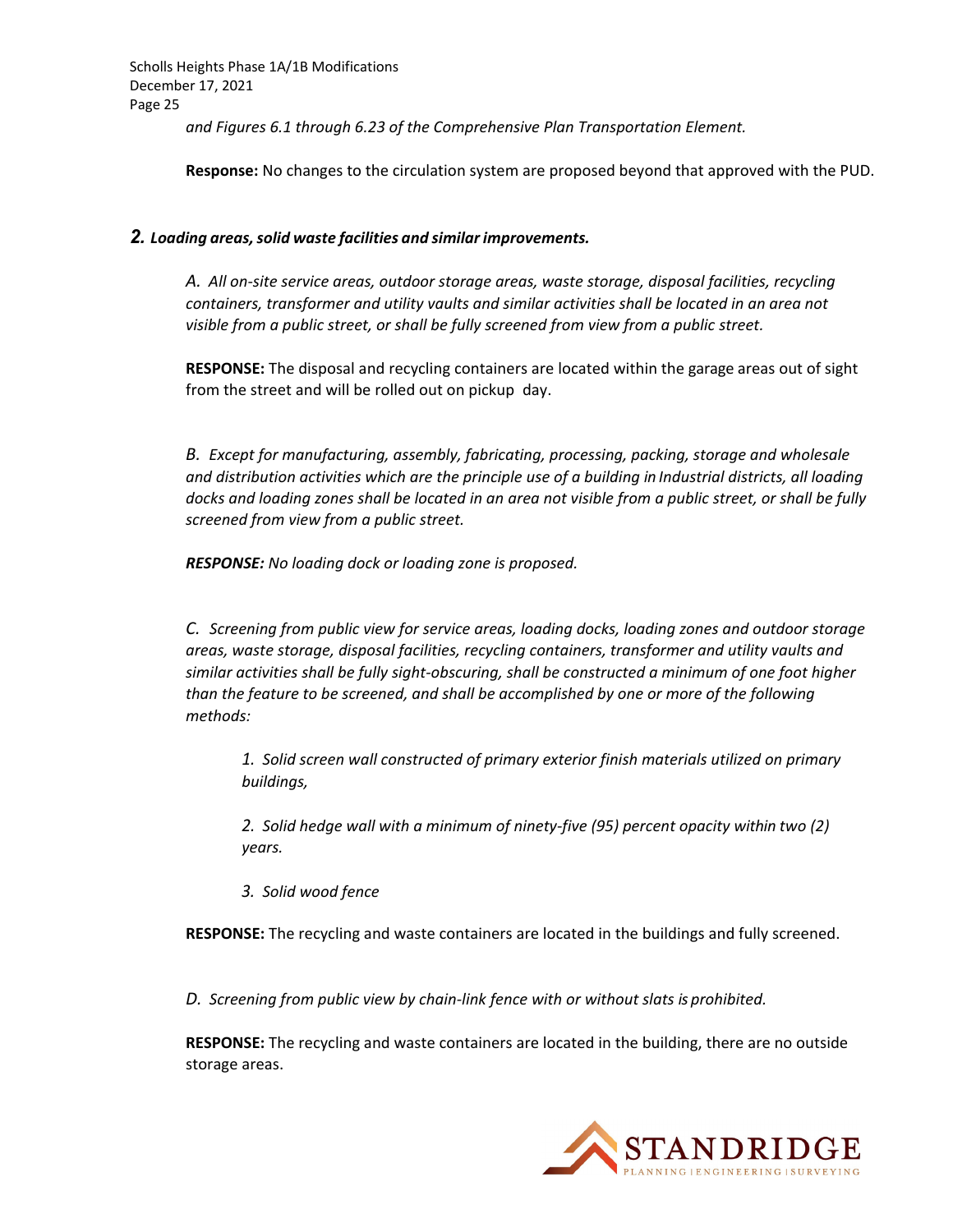*and Figures 6.1 through 6.23 of the Comprehensive Plan Transportation Element.*

**Response:** No changes to the circulation system are proposed beyond that approved with the PUD.

### ***2. Loading areas, solid waste facilities and similar improvements.***

*A. All on-site service areas, outdoor storage areas, waste storage, disposal facilities, recycling containers, transformer and utility vaults and similar activities shall be located in an area not visible from a public street, or shall be fully screened from view from a public street.*

**RESPONSE:** The disposal and recycling containers are located within the garage areas out of sight from the street and will be rolled out on pickup day.

*B. Except for manufacturing, assembly, fabricating, processing, packing, storage and wholesale and distribution activities which are the principle use of a building in Industrial districts, all loading docks and loading zones shall be located in an area not visible from a public street, or shall be fully screened from view from a public street.*

***RESPONSE:*** *No loading dock or loading zone is proposed.*

*C. Screening from public view for service areas, loading docks, loading zones and outdoor storage areas, waste storage, disposal facilities, recycling containers, transformer and utility vaults and similar activities shall be fully sight-obscuring, shall be constructed a minimum of one foot higher than the feature to be screened, and shall be accomplished by one or more of the following methods:*

> *1. Solid screen wall constructed of primary exterior finish materials utilized on primary buildings,*
>
> *2. Solid hedge wall with a minimum of ninety-five (95) percent opacity within two (2) years.*
>
> *3. Solid wood fence*

**RESPONSE:** The recycling and waste containers are located in the buildings and fully screened.

*D. Screening from public view by chain-link fence with or without slats is prohibited.*

**RESPONSE:** The recycling and waste containers are located in the building, there are no outside storage areas.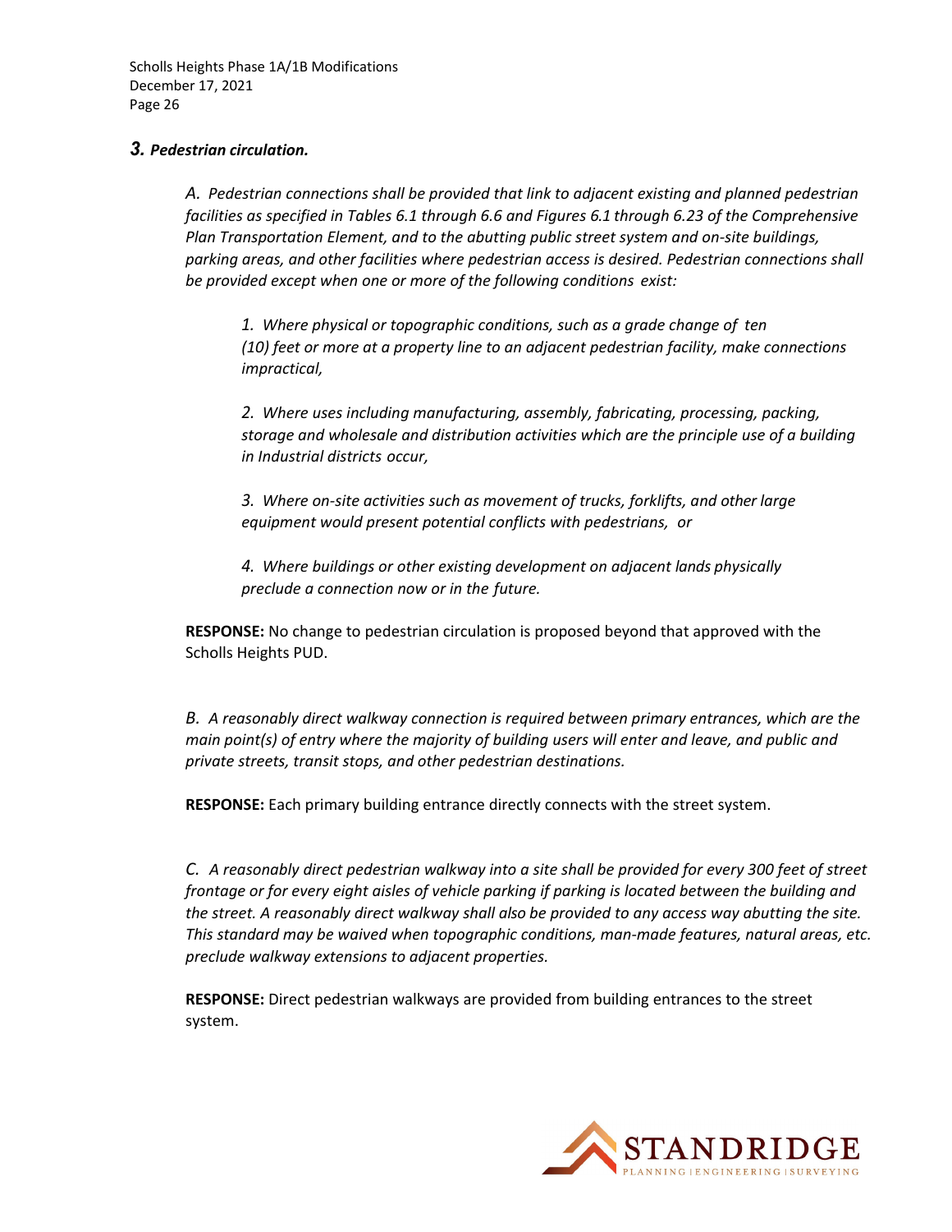### *3. Pedestrian circulation.*

*A. Pedestrian connections shall be provided that link to adjacent existing and planned pedestrian facilities as specified in Tables 6.1 through 6.6 and Figures 6.1 through 6.23 of the Comprehensive Plan Transportation Element, and to the abutting public street system and on-site buildings, parking areas, and other facilities where pedestrian access is desired. Pedestrian connections shall be provided except when one or more of the following conditions exist:*

> *1. Where physical or topographic conditions, such as a grade change of ten (10) feet or more at a property line to an adjacent pedestrian facility, make connections impractical,*
>
> *2. Where uses including manufacturing, assembly, fabricating, processing, packing, storage and wholesale and distribution activities which are the principle use of a building in Industrial districts occur,*
>
> *3. Where on-site activities such as movement of trucks, forklifts, and other large equipment would present potential conflicts with pedestrians, or*
>
> *4. Where buildings or other existing development on adjacent lands physically preclude a connection now or in the future.*

**RESPONSE:** No change to pedestrian circulation is proposed beyond that approved with the Scholls Heights PUD.

*B. A reasonably direct walkway connection is required between primary entrances, which are the main point(s) of entry where the majority of building users will enter and leave, and public and private streets, transit stops, and other pedestrian destinations.*

**RESPONSE:** Each primary building entrance directly connects with the street system.

*C. A reasonably direct pedestrian walkway into a site shall be provided for every 300 feet of street frontage or for every eight aisles of vehicle parking if parking is located between the building and the street. A reasonably direct walkway shall also be provided to any access way abutting the site. This standard may be waived when topographic conditions, man-made features, natural areas, etc. preclude walkway extensions to adjacent properties.*

**RESPONSE:** Direct pedestrian walkways are provided from building entrances to the street system.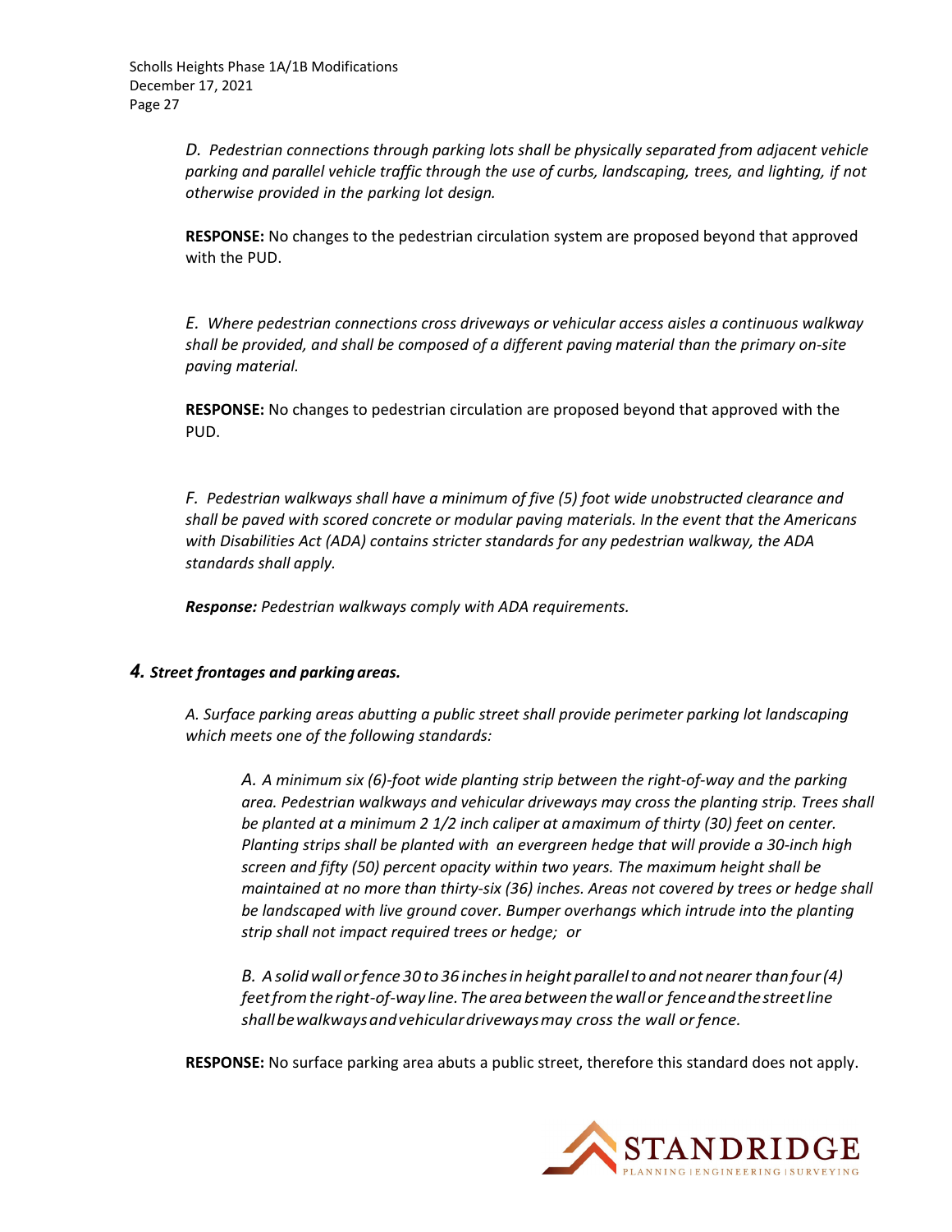*D. Pedestrian connections through parking lots shall be physically separated from adjacent vehicle parking and parallel vehicle traffic through the use of curbs, landscaping, trees, and lighting, if not otherwise provided in the parking lot design.*

**RESPONSE:** No changes to the pedestrian circulation system are proposed beyond that approved with the PUD.

*E. Where pedestrian connections cross driveways or vehicular access aisles a continuous walkway shall be provided, and shall be composed of a different paving material than the primary on-site paving material.*

**RESPONSE:** No changes to pedestrian circulation are proposed beyond that approved with the PUD.

*F. Pedestrian walkways shall have a minimum of five (5) foot wide unobstructed clearance and shall be paved with scored concrete or modular paving materials. In the event that the Americans with Disabilities Act (ADA) contains stricter standards for any pedestrian walkway, the ADA standards shall apply.*

***Response:*** *Pedestrian walkways comply with ADA requirements.*

### *4. Street frontages and parking areas.*

*A. Surface parking areas abutting a public street shall provide perimeter parking lot landscaping which meets one of the following standards:*

> *A. A minimum six (6)-foot wide planting strip between the right-of-way and the parking area. Pedestrian walkways and vehicular driveways may cross the planting strip. Trees shall be planted at a minimum 2 1/2 inch caliper at a maximum of thirty (30) feet on center. Planting strips shall be planted with an evergreen hedge that will provide a 30-inch high screen and fifty (50) percent opacity within two years. The maximum height shall be maintained at no more than thirty-six (36) inches. Areas not covered by trees or hedge shall be landscaped with live ground cover. Bumper overhangs which intrude into the planting strip shall not impact required trees or hedge; or*
>
> *B. A solid wall or fence 30 to 36 inches in height parallel to and not nearer than four (4) feet from the right-of-way line. The area between the wall or fence and the street line shall be walkways and vehicular driveways may cross the wall or fence.*

**RESPONSE:** No surface parking area abuts a public street, therefore this standard does not apply.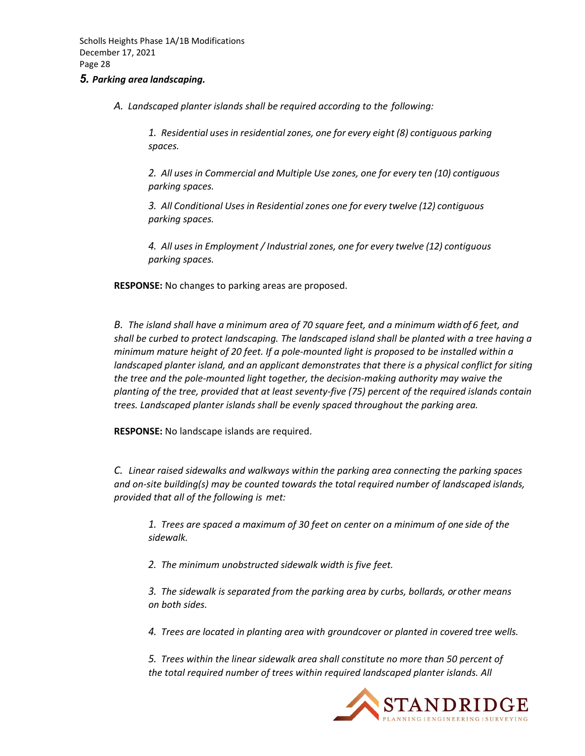### *5. Parking area landscaping.*

*A. Landscaped planter islands shall be required according to the following:*

*1. Residential uses in residential zones, one for every eight (8) contiguous parking spaces.*

*2. All uses in Commercial and Multiple Use zones, one for every ten (10) contiguous parking spaces.*

*3. All Conditional Uses in Residential zones one for every twelve (12) contiguous parking spaces.*

*4. All uses in Employment / Industrial zones, one for every twelve (12) contiguous parking spaces.*

**RESPONSE:** No changes to parking areas are proposed.

*B. The island shall have a minimum area of 70 square feet, and a minimum width of 6 feet, and shall be curbed to protect landscaping. The landscaped island shall be planted with a tree having a minimum mature height of 20 feet. If a pole-mounted light is proposed to be installed within a landscaped planter island, and an applicant demonstrates that there is a physical conflict for siting the tree and the pole-mounted light together, the decision-making authority may waive the planting of the tree, provided that at least seventy-five (75) percent of the required islands contain trees. Landscaped planter islands shall be evenly spaced throughout the parking area.*

**RESPONSE:** No landscape islands are required.

*C. Linear raised sidewalks and walkways within the parking area connecting the parking spaces and on-site building(s) may be counted towards the total required number of landscaped islands, provided that all of the following is met:*

*1. Trees are spaced a maximum of 30 feet on center on a minimum of one side of the sidewalk.*

*2. The minimum unobstructed sidewalk width is five feet.*

*3. The sidewalk is separated from the parking area by curbs, bollards, or other means on both sides.*

*4. Trees are located in planting area with groundcover or planted in covered tree wells.*

*5. Trees within the linear sidewalk area shall constitute no more than 50 percent of the total required number of trees within required landscaped planter islands. All*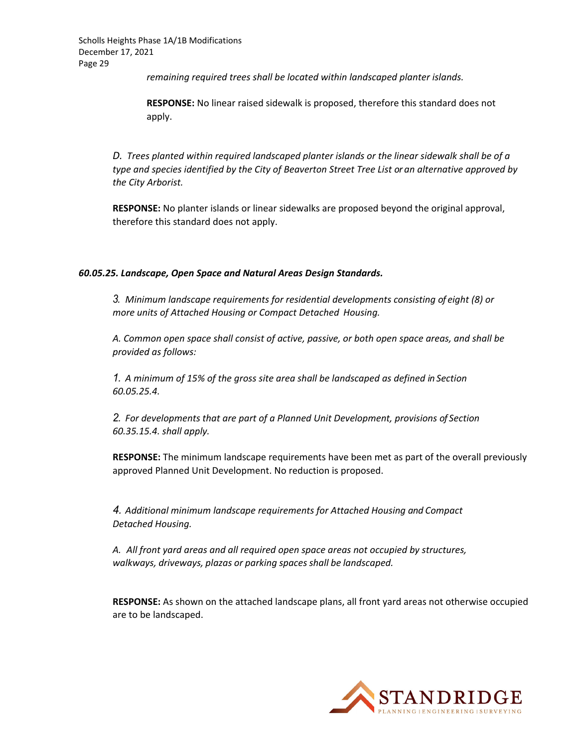*remaining required trees shall be located within landscaped planter islands.*

**RESPONSE:** No linear raised sidewalk is proposed, therefore this standard does not apply.

*D. Trees planted within required landscaped planter islands or the linear sidewalk shall be of a type and species identified by the City of Beaverton Street Tree List or an alternative approved by the City Arborist.*

**RESPONSE:** No planter islands or linear sidewalks are proposed beyond the original approval, therefore this standard does not apply.

***60.05.25. Landscape, Open Space and Natural Areas Design Standards.***

*3. Minimum landscape requirements for residential developments consisting of eight (8) or more units of Attached Housing or Compact Detached Housing.*

*A. Common open space shall consist of active, passive, or both open space areas, and shall be provided as follows:*

*1. A minimum of 15% of the gross site area shall be landscaped as defined in Section 60.05.25.4.*

*2. For developments that are part of a Planned Unit Development, provisions of Section 60.35.15.4. shall apply.*

**RESPONSE:** The minimum landscape requirements have been met as part of the overall previously approved Planned Unit Development. No reduction is proposed.

*4. Additional minimum landscape requirements for Attached Housing and Compact Detached Housing.*

*A. All front yard areas and all required open space areas not occupied by structures, walkways, driveways, plazas or parking spaces shall be landscaped.*

**RESPONSE:** As shown on the attached landscape plans, all front yard areas not otherwise occupied are to be landscaped.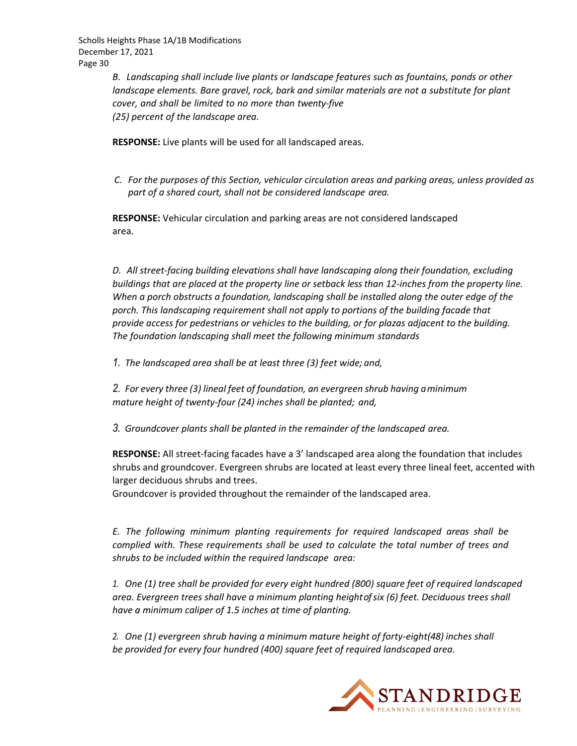*B. Landscaping shall include live plants or landscape features such as fountains, ponds or other landscape elements. Bare gravel, rock, bark and similar materials are not a substitute for plant cover, and shall be limited to no more than twenty-five (25) percent of the landscape area.*

**RESPONSE:** Live plants will be used for all landscaped areas.

*C. For the purposes of this Section, vehicular circulation areas and parking areas, unless provided as part of a shared court, shall not be considered landscape area.*

**RESPONSE:** Vehicular circulation and parking areas are not considered landscaped area.

*D. All street-facing building elevations shall have landscaping along their foundation, excluding buildings that are placed at the property line or setback less than 12-inches from the property line. When a porch obstructs a foundation, landscaping shall be installed along the outer edge of the porch. This landscaping requirement shall not apply to portions of the building facade that provide access for pedestrians or vehicles to the building, or for plazas adjacent to the building. The foundation landscaping shall meet the following minimum standards*

*1. The landscaped area shall be at least three (3) feet wide; and,*

*2. For every three (3) lineal feet of foundation, an evergreen shrub having a minimum mature height of twenty-four (24) inches shall be planted; and,*

*3. Groundcover plants shall be planted in the remainder of the landscaped area.*

**RESPONSE:** All street-facing facades have a 3' landscaped area along the foundation that includes shrubs and groundcover. Evergreen shrubs are located at least every three lineal feet, accented with larger deciduous shrubs and trees.
Groundcover is provided throughout the remainder of the landscaped area.

*E. The following minimum planting requirements for required landscaped areas shall be complied with. These requirements shall be used to calculate the total number of trees and shrubs to be included within the required landscape area:*

*1. One (1) tree shall be provided for every eight hundred (800) square feet of required landscaped area. Evergreen trees shall have a minimum planting height of six (6) feet. Deciduous trees shall have a minimum caliper of 1.5 inches at time of planting.*

*2. One (1) evergreen shrub having a minimum mature height of forty-eight (48) inches shall be provided for every four hundred (400) square feet of required landscaped area.*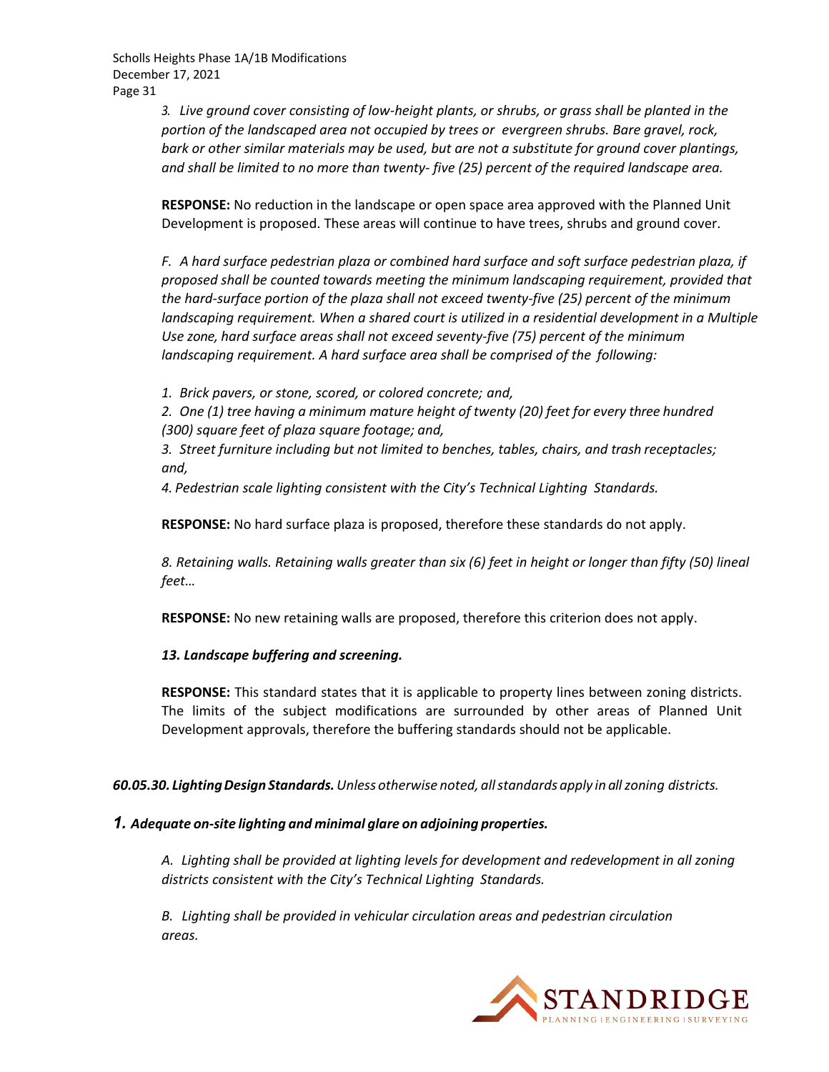*3. Live ground cover consisting of low-height plants, or shrubs, or grass shall be planted in the portion of the landscaped area not occupied by trees or evergreen shrubs. Bare gravel, rock, bark or other similar materials may be used, but are not a substitute for ground cover plantings, and shall be limited to no more than twenty- five (25) percent of the required landscape area.*

**RESPONSE:** No reduction in the landscape or open space area approved with the Planned Unit Development is proposed. These areas will continue to have trees, shrubs and ground cover.

*F. A hard surface pedestrian plaza or combined hard surface and soft surface pedestrian plaza, if proposed shall be counted towards meeting the minimum landscaping requirement, provided that the hard-surface portion of the plaza shall not exceed twenty-five (25) percent of the minimum landscaping requirement. When a shared court is utilized in a residential development in a Multiple Use zone, hard surface areas shall not exceed seventy-five (75) percent of the minimum landscaping requirement. A hard surface area shall be comprised of the following:*

*1. Brick pavers, or stone, scored, or colored concrete; and,*
*2. One (1) tree having a minimum mature height of twenty (20) feet for every three hundred (300) square feet of plaza square footage; and,*
*3. Street furniture including but not limited to benches, tables, chairs, and trash receptacles; and,*
*4. Pedestrian scale lighting consistent with the City's Technical Lighting Standards.*

**RESPONSE:** No hard surface plaza is proposed, therefore these standards do not apply.

*8. Retaining walls. Retaining walls greater than six (6) feet in height or longer than fifty (50) lineal feet…*

**RESPONSE:** No new retaining walls are proposed, therefore this criterion does not apply.

***13. Landscape buffering and screening.***

**RESPONSE:** This standard states that it is applicable to property lines between zoning districts. The limits of the subject modifications are surrounded by other areas of Planned Unit Development approvals, therefore the buffering standards should not be applicable.

***60.05.30. Lighting Design Standards.*** *Unless otherwise noted, all standards apply in all zoning districts.*

***1. Adequate on-site lighting and minimal glare on adjoining properties.***

*A. Lighting shall be provided at lighting levels for development and redevelopment in all zoning districts consistent with the City's Technical Lighting Standards.*

*B. Lighting shall be provided in vehicular circulation areas and pedestrian circulation areas.*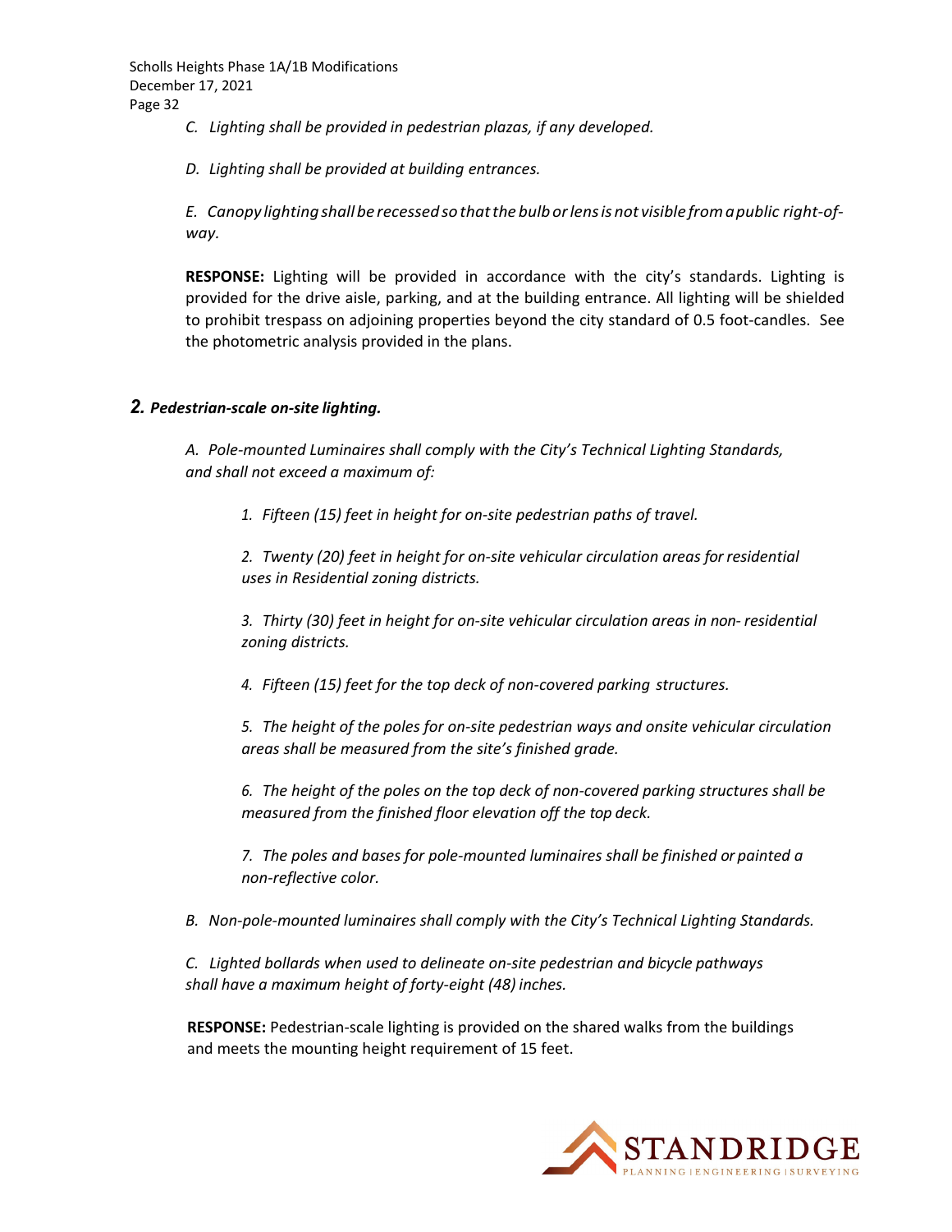*C. Lighting shall be provided in pedestrian plazas, if any developed.*

*D. Lighting shall be provided at building entrances.*

*E. Canopy lighting shall be recessed so that the bulb or lens is not visible from a public right-of-way.*

**RESPONSE:** Lighting will be provided in accordance with the city's standards. Lighting is provided for the drive aisle, parking, and at the building entrance. All lighting will be shielded to prohibit trespass on adjoining properties beyond the city standard of 0.5 foot-candles. See the photometric analysis provided in the plans.

### *2. Pedestrian-scale on-site lighting.*

*A. Pole-mounted Luminaires shall comply with the City's Technical Lighting Standards, and shall not exceed a maximum of:*

*1. Fifteen (15) feet in height for on-site pedestrian paths of travel.*

*2. Twenty (20) feet in height for on-site vehicular circulation areas for residential uses in Residential zoning districts.*

*3. Thirty (30) feet in height for on-site vehicular circulation areas in non- residential zoning districts.*

*4. Fifteen (15) feet for the top deck of non-covered parking structures.*

*5. The height of the poles for on-site pedestrian ways and onsite vehicular circulation areas shall be measured from the site's finished grade.*

*6. The height of the poles on the top deck of non-covered parking structures shall be measured from the finished floor elevation off the top deck.*

*7. The poles and bases for pole-mounted luminaires shall be finished or painted a non-reflective color.*

*B. Non-pole-mounted luminaires shall comply with the City's Technical Lighting Standards.*

*C. Lighted bollards when used to delineate on-site pedestrian and bicycle pathways shall have a maximum height of forty-eight (48) inches.*

**RESPONSE:** Pedestrian-scale lighting is provided on the shared walks from the buildings and meets the mounting height requirement of 15 feet.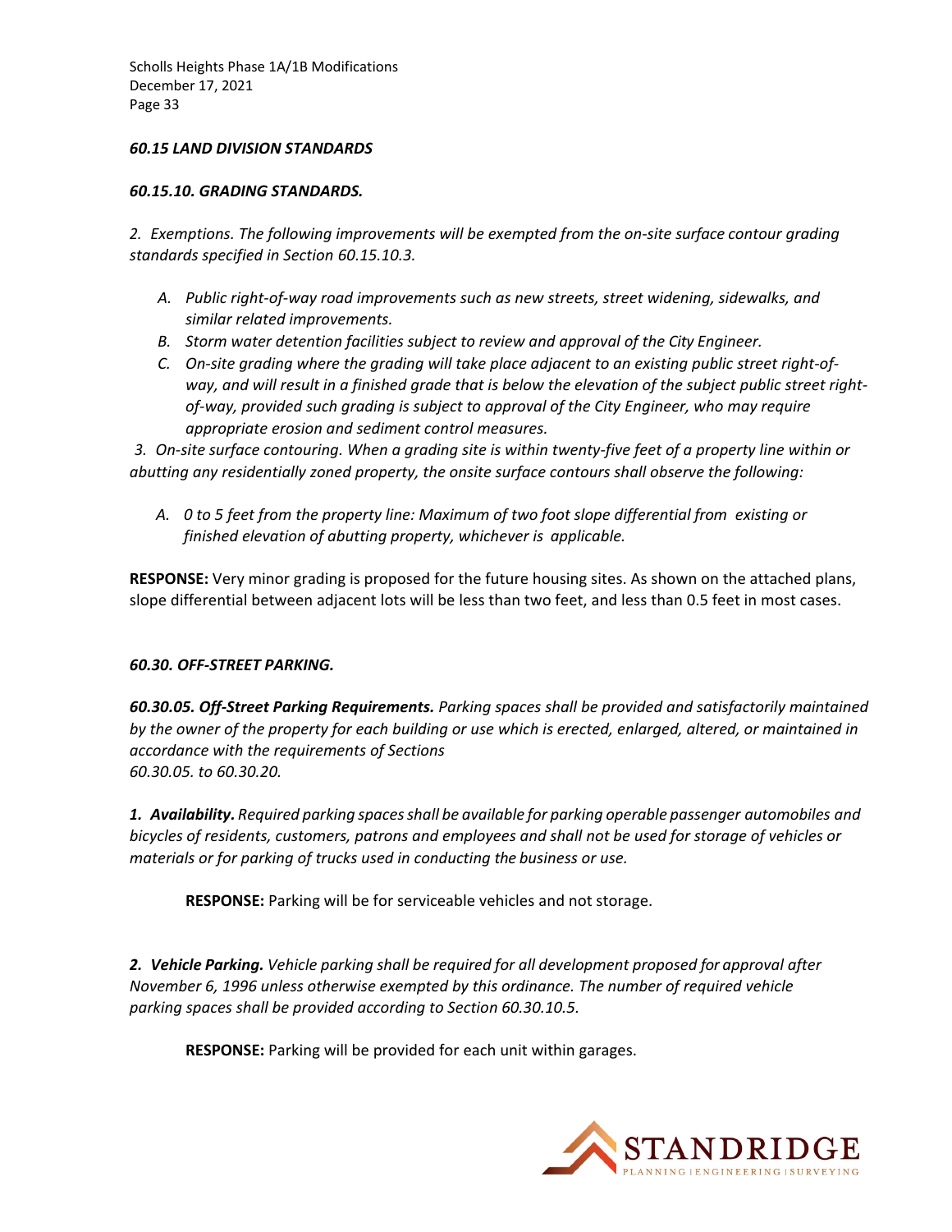### *60.15 LAND DIVISION STANDARDS*

#### *60.15.10. GRADING STANDARDS.*

*2. Exemptions. The following improvements will be exempted from the on-site surface contour grading standards specified in Section 60.15.10.3.*

- *A. Public right-of-way road improvements such as new streets, street widening, sidewalks, and similar related improvements.*
- *B. Storm water detention facilities subject to review and approval of the City Engineer.*
- *C. On-site grading where the grading will take place adjacent to an existing public street right-of-way, and will result in a finished grade that is below the elevation of the subject public street right-of-way, provided such grading is subject to approval of the City Engineer, who may require appropriate erosion and sediment control measures.*

*3. On-site surface contouring. When a grading site is within twenty-five feet of a property line within or abutting any residentially zoned property, the onsite surface contours shall observe the following:*

- *A. 0 to 5 feet from the property line: Maximum of two foot slope differential from existing or finished elevation of abutting property, whichever is applicable.*

**RESPONSE:** Very minor grading is proposed for the future housing sites. As shown on the attached plans, slope differential between adjacent lots will be less than two feet, and less than 0.5 feet in most cases.

### *60.30. OFF-STREET PARKING.*

***60.30.05. Off-Street Parking Requirements.*** *Parking spaces shall be provided and satisfactorily maintained by the owner of the property for each building or use which is erected, enlarged, altered, or maintained in accordance with the requirements of Sections 60.30.05. to 60.30.20.*

***1. Availability.*** *Required parking spaces shall be available for parking operable passenger automobiles and bicycles of residents, customers, patrons and employees and shall not be used for storage of vehicles or materials or for parking of trucks used in conducting the business or use.*

**RESPONSE:** Parking will be for serviceable vehicles and not storage.

***2. Vehicle Parking.*** *Vehicle parking shall be required for all development proposed for approval after November 6, 1996 unless otherwise exempted by this ordinance. The number of required vehicle parking spaces shall be provided according to Section 60.30.10.5.*

**RESPONSE:** Parking will be provided for each unit within garages.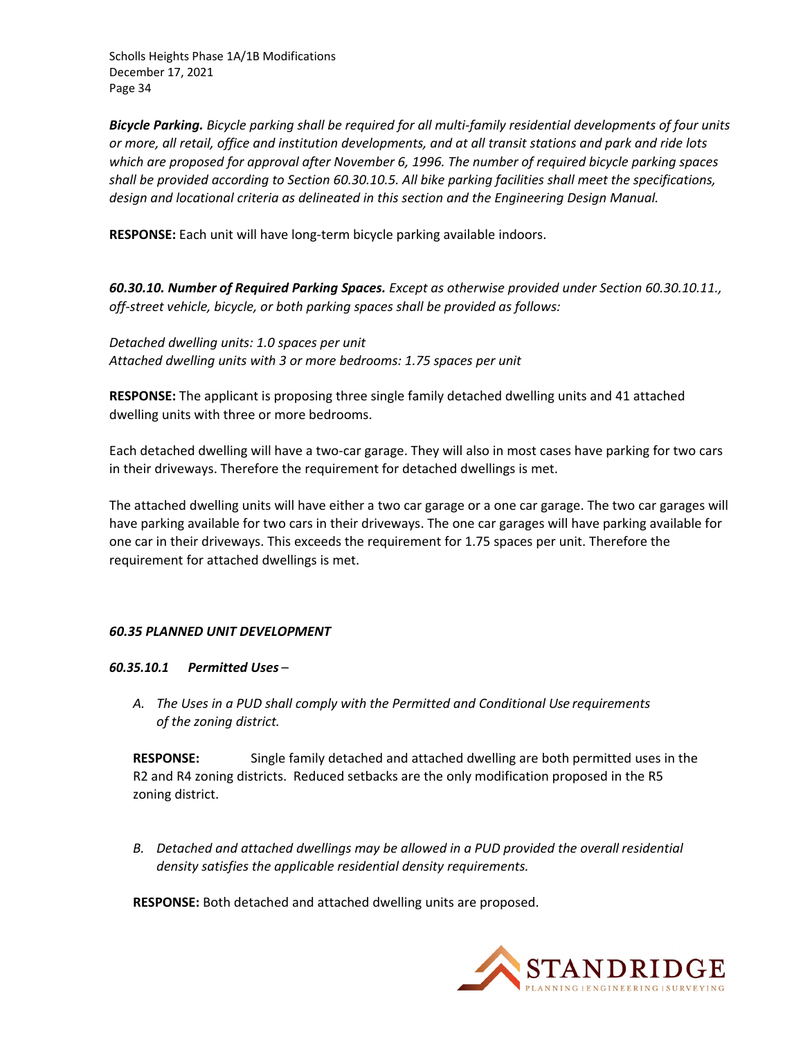***Bicycle Parking.*** *Bicycle parking shall be required for all multi-family residential developments of four units or more, all retail, office and institution developments, and at all transit stations and park and ride lots which are proposed for approval after November 6, 1996. The number of required bicycle parking spaces shall be provided according to Section 60.30.10.5. All bike parking facilities shall meet the specifications, design and locational criteria as delineated in this section and the Engineering Design Manual.*

**RESPONSE:** Each unit will have long-term bicycle parking available indoors.

***60.30.10. Number of Required Parking Spaces.*** *Except as otherwise provided under Section 60.30.10.11., off-street vehicle, bicycle, or both parking spaces shall be provided as follows:*

*Detached dwelling units: 1.0 spaces per unit*
*Attached dwelling units with 3 or more bedrooms: 1.75 spaces per unit*

**RESPONSE:** The applicant is proposing three single family detached dwelling units and 41 attached dwelling units with three or more bedrooms.

Each detached dwelling will have a two-car garage. They will also in most cases have parking for two cars in their driveways. Therefore the requirement for detached dwellings is met.

The attached dwelling units will have either a two car garage or a one car garage. The two car garages will have parking available for two cars in their driveways. The one car garages will have parking available for one car in their driveways. This exceeds the requirement for 1.75 spaces per unit. Therefore the requirement for attached dwellings is met.

### *60.35 PLANNED UNIT DEVELOPMENT*

#### *60.35.10.1 Permitted Uses –*

*A. The Uses in a PUD shall comply with the Permitted and Conditional Use requirements of the zoning district.*

**RESPONSE:** Single family detached and attached dwelling are both permitted uses in the R2 and R4 zoning districts. Reduced setbacks are the only modification proposed in the R5 zoning district.

*B. Detached and attached dwellings may be allowed in a PUD provided the overall residential density satisfies the applicable residential density requirements.*

**RESPONSE:** Both detached and attached dwelling units are proposed.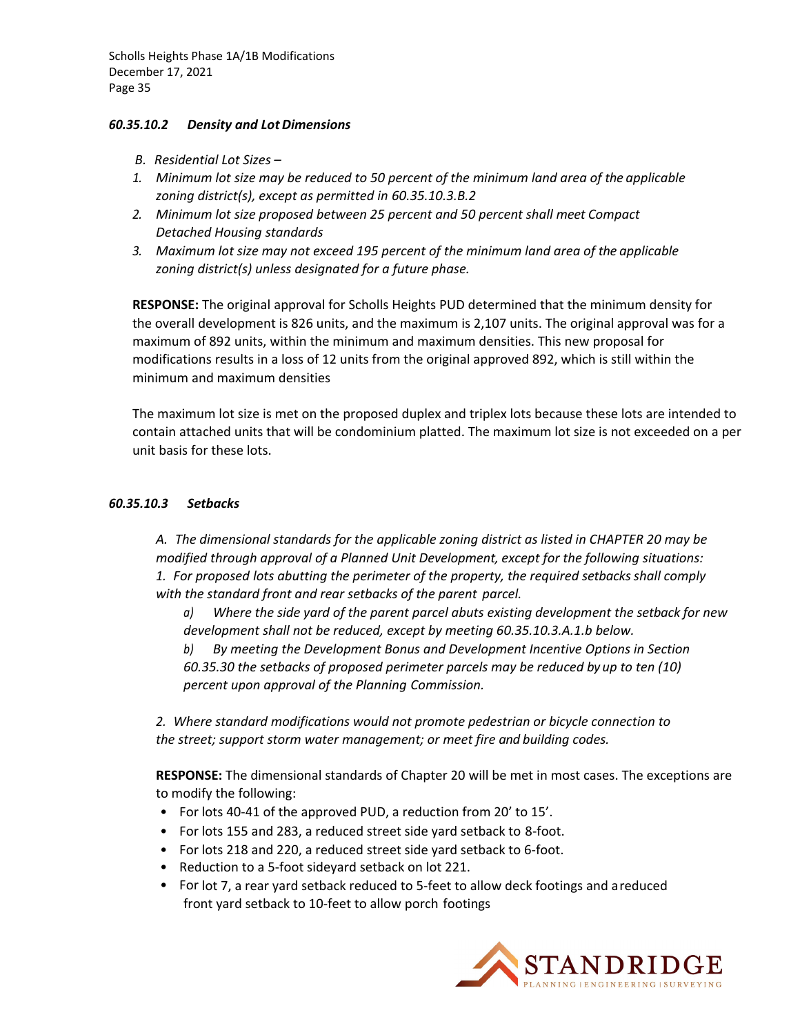### *60.35.10.2 Density and Lot Dimensions*

*B. Residential Lot Sizes –*

1. *Minimum lot size may be reduced to 50 percent of the minimum land area of the applicable zoning district(s), except as permitted in 60.35.10.3.B.2*
2. *Minimum lot size proposed between 25 percent and 50 percent shall meet Compact Detached Housing standards*
3. *Maximum lot size may not exceed 195 percent of the minimum land area of the applicable zoning district(s) unless designated for a future phase.*

**RESPONSE:** The original approval for Scholls Heights PUD determined that the minimum density for the overall development is 826 units, and the maximum is 2,107 units. The original approval was for a maximum of 892 units, within the minimum and maximum densities. This new proposal for modifications results in a loss of 12 units from the original approved 892, which is still within the minimum and maximum densities

The maximum lot size is met on the proposed duplex and triplex lots because these lots are intended to contain attached units that will be condominium platted. The maximum lot size is not exceeded on a per unit basis for these lots.

### *60.35.10.3 Setbacks*

*A. The dimensional standards for the applicable zoning district as listed in CHAPTER 20 may be modified through approval of a Planned Unit Development, except for the following situations:*
*1. For proposed lots abutting the perimeter of the property, the required setbacks shall comply with the standard front and rear setbacks of the parent parcel.*

*a) Where the side yard of the parent parcel abuts existing development the setback for new development shall not be reduced, except by meeting 60.35.10.3.A.1.b below.*

*b) By meeting the Development Bonus and Development Incentive Options in Section 60.35.30 the setbacks of proposed perimeter parcels may be reduced by up to ten (10) percent upon approval of the Planning Commission.*

*2. Where standard modifications would not promote pedestrian or bicycle connection to the street; support storm water management; or meet fire and building codes.*

**RESPONSE:** The dimensional standards of Chapter 20 will be met in most cases. The exceptions are to modify the following:

- For lots 40-41 of the approved PUD, a reduction from 20' to 15'.
- For lots 155 and 283, a reduced street side yard setback to 8-foot.
- For lots 218 and 220, a reduced street side yard setback to 6-foot.
- Reduction to a 5-foot sideyard setback on lot 221.
- For lot 7, a rear yard setback reduced to 5-feet to allow deck footings and a reduced front yard setback to 10-feet to allow porch footings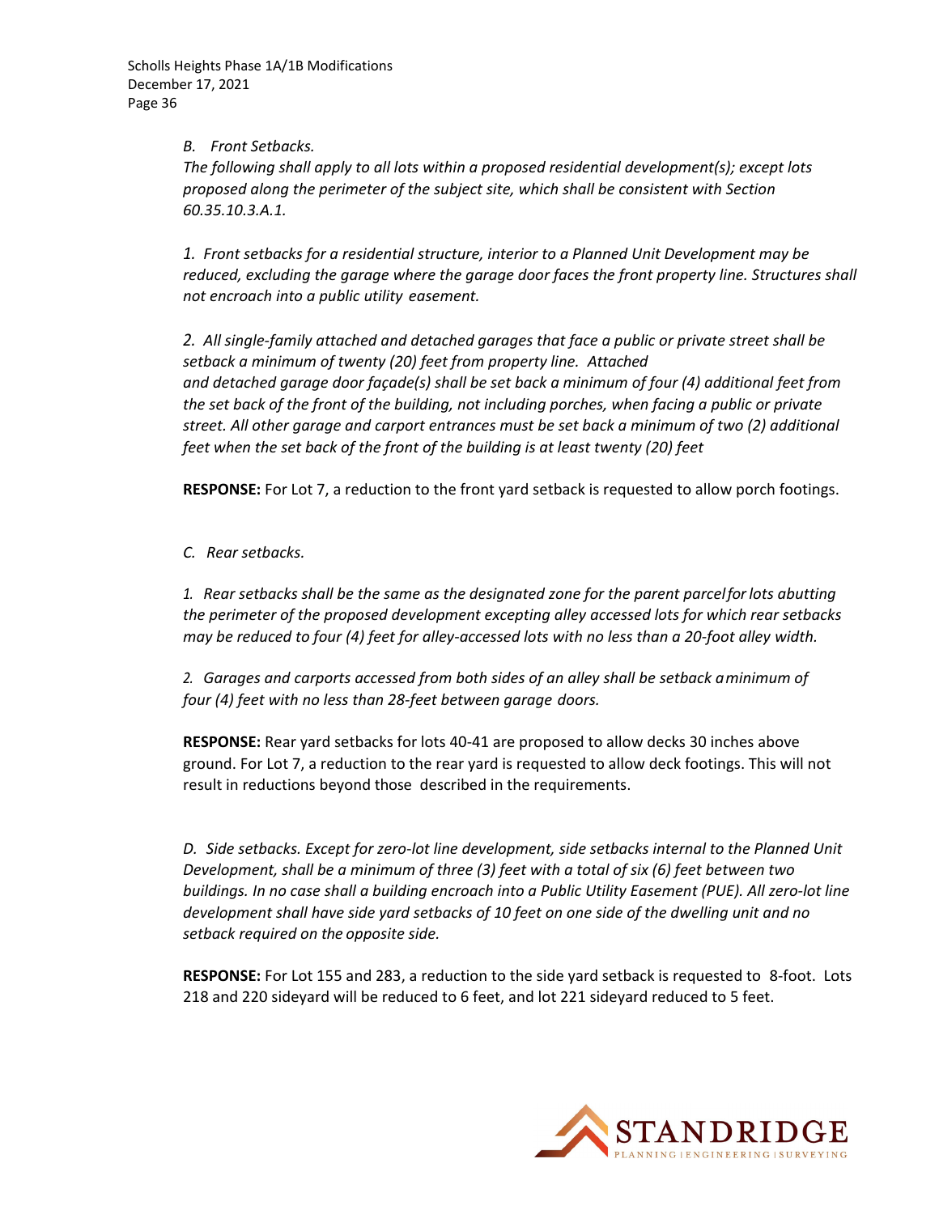*B. Front Setbacks.*

*The following shall apply to all lots within a proposed residential development(s); except lots proposed along the perimeter of the subject site, which shall be consistent with Section 60.35.10.3.A.1.*

*1. Front setbacks for a residential structure, interior to a Planned Unit Development may be reduced, excluding the garage where the garage door faces the front property line. Structures shall not encroach into a public utility easement.*

*2. All single-family attached and detached garages that face a public or private street shall be setback a minimum of twenty (20) feet from property line. Attached and detached garage door façade(s) shall be set back a minimum of four (4) additional feet from the set back of the front of the building, not including porches, when facing a public or private street. All other garage and carport entrances must be set back a minimum of two (2) additional feet when the set back of the front of the building is at least twenty (20) feet*

**RESPONSE:** For Lot 7, a reduction to the front yard setback is requested to allow porch footings.

*C. Rear setbacks.*

*1. Rear setbacks shall be the same as the designated zone for the parent parcel for lots abutting the perimeter of the proposed development excepting alley accessed lots for which rear setbacks may be reduced to four (4) feet for alley-accessed lots with no less than a 20-foot alley width.*

*2. Garages and carports accessed from both sides of an alley shall be setback a minimum of four (4) feet with no less than 28-feet between garage doors.*

**RESPONSE:** Rear yard setbacks for lots 40-41 are proposed to allow decks 30 inches above ground. For Lot 7, a reduction to the rear yard is requested to allow deck footings. This will not result in reductions beyond those described in the requirements.

*D. Side setbacks. Except for zero-lot line development, side setbacks internal to the Planned Unit Development, shall be a minimum of three (3) feet with a total of six (6) feet between two buildings. In no case shall a building encroach into a Public Utility Easement (PUE). All zero-lot line development shall have side yard setbacks of 10 feet on one side of the dwelling unit and no setback required on the opposite side.*

**RESPONSE:** For Lot 155 and 283, a reduction to the side yard setback is requested to 8-foot. Lots 218 and 220 sideyard will be reduced to 6 feet, and lot 221 sideyard reduced to 5 feet.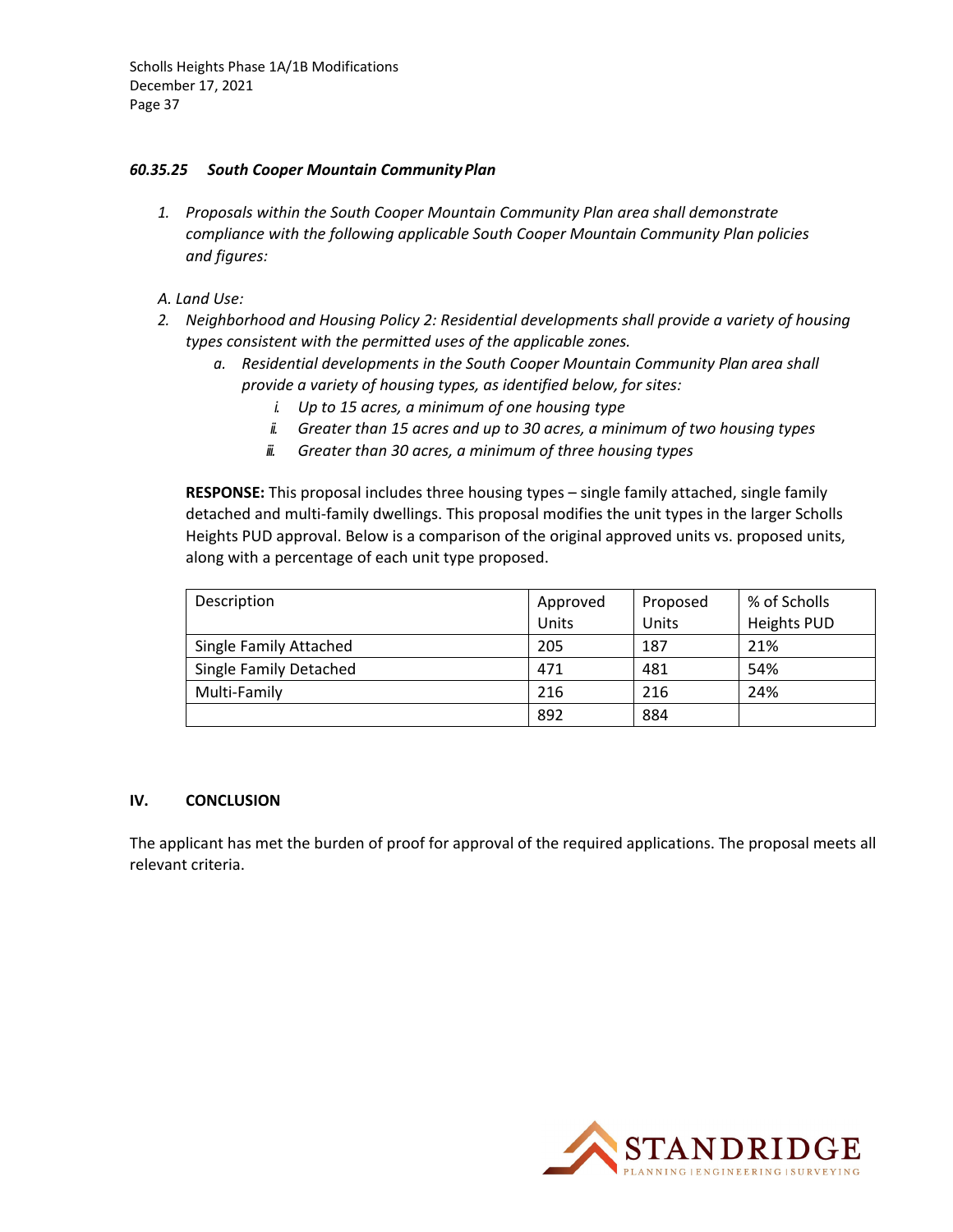### *60.35.25 South Cooper Mountain Community Plan*

1. *Proposals within the South Cooper Mountain Community Plan area shall demonstrate compliance with the following applicable South Cooper Mountain Community Plan policies and figures:*

*A. Land Use:*

2. *Neighborhood and Housing Policy 2: Residential developments shall provide a variety of housing types consistent with the permitted uses of the applicable zones.*
   a. *Residential developments in the South Cooper Mountain Community Plan area shall provide a variety of housing types, as identified below, for sites:*
      i. *Up to 15 acres, a minimum of one housing type*
      ii. *Greater than 15 acres and up to 30 acres, a minimum of two housing types*
      iii. *Greater than 30 acres, a minimum of three housing types*

**RESPONSE:** This proposal includes three housing types – single family attached, single family detached and multi-family dwellings. This proposal modifies the unit types in the larger Scholls Heights PUD approval. Below is a comparison of the original approved units vs. proposed units, along with a percentage of each unit type proposed.

| Description | Approved Units | Proposed Units | % of Scholls Heights PUD |
|---|---|---|---|
| Single Family Attached | 205 | 187 | 21% |
| Single Family Detached | 471 | 481 | 54% |
| Multi-Family | 216 | 216 | 24% |
| | 892 | 884 | |

## IV. CONCLUSION

The applicant has met the burden of proof for approval of the required applications. The proposal meets all relevant criteria.